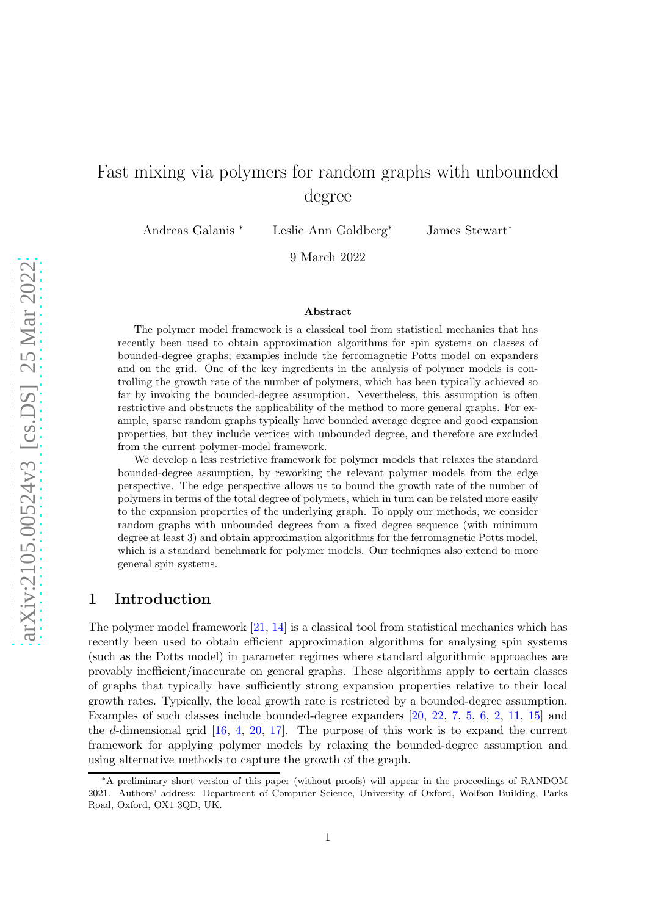# Fast mixing via polymers for random graphs with unbounded degree

Andreas Galanis [*] Leslie Ann Goldberg[*] James Stewart[*]

9 March 2022

### Abstract

The polymer model framework is a classical tool from statistical mechanics that has recently been used to obtain approximation algorithms for spin systems on classes of bounded-degree graphs; examples include the ferromagnetic Potts model on expanders and on the grid. One of the key ingredients in the analysis of polymer models is controlling the growth rate of the number of polymers, which has been typically achieved so far by invoking the bounded-degree assumption. Nevertheless, this assumption is often restrictive and obstructs the applicability of the method to more general graphs. For example, sparse random graphs typically have bounded average degree and good expansion properties, but they include vertices with unbounded degree, and therefore are excluded from the current polymer-model framework.

We develop a less restrictive framework for polymer models that relaxes the standard bounded-degree assumption, by reworking the relevant polymer models from the edge perspective. The edge perspective allows us to bound the growth rate of the number of polymers in terms of the total degree of polymers, which in turn can be related more easily to the expansion properties of the underlying graph. To apply our methods, we consider random graphs with unbounded degrees from a fixed degree sequence (with minimum degree at least 3) and obtain approximation algorithms for the ferromagnetic Potts model, which is a standard benchmark for polymer models. Our techniques also extend to more general spin systems.

## 1 Introduction

The polymer model framework [21, 14] is a classical tool from statistical mechanics which has recently been used to obtain efficient approximation algorithms for analysing spin systems (such as the Potts model) in parameter regimes where standard algorithmic approaches are provably inefficient/inaccurate on general graphs. These algorithms apply to certain classes of graphs that typically have sufficiently strong expansion properties relative to their local growth rates. Typically, the local growth rate is restricted by a bounded-degree assumption. Examples of such classes include bounded-degree expanders [20, 22, 7, 5, 6, 2, 11, 15] and the $d$-dimensional grid [16, 4, 20, 17]. The purpose of this work is to expand the current framework for applying polymer models by relaxing the bounded-degree assumption and using alternative methods to capture the growth of the graph.

[*]A preliminary short version of this paper (without proofs) will appear in the proceedings of RANDOM 2021. Authors' address: Department of Computer Science, University of Oxford, Wolfson Building, Parks Road, Oxford, OX1 3QD, UK.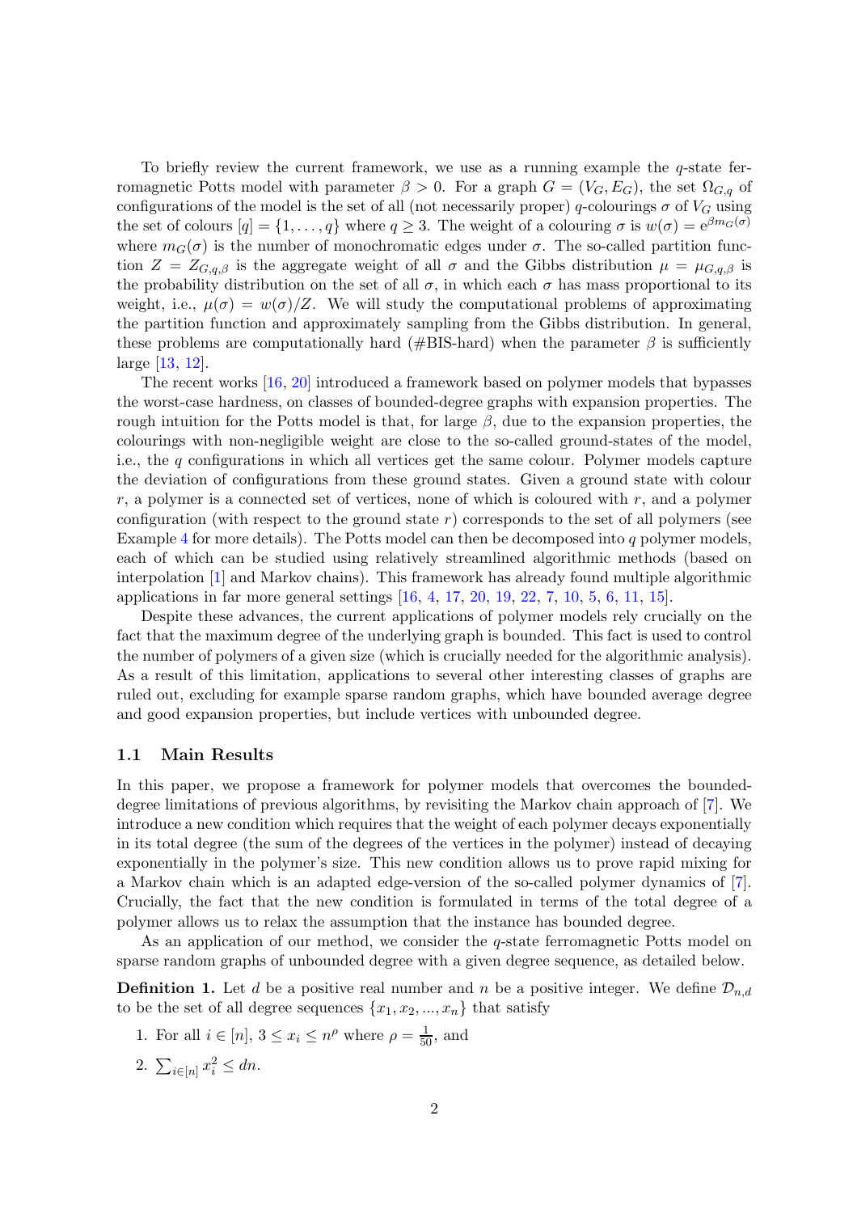To briefly review the current framework, we use as a running example the $q$-state ferromagnetic Potts model with parameter $\beta > 0$. For a graph $G = (V_G, E_G)$, the set $\Omega_{G,q}$ of configurations of the model is the set of all (not necessarily proper) $q$-colourings $\sigma$ of $V_G$ using the set of colours $[q] = \{1, \dots, q\}$ where $q \geq 3$. The weight of a colouring $\sigma$ is $w(\sigma) = \mathrm{e}^{\beta m_G(\sigma)}$ where $m_G(\sigma)$ is the number of monochromatic edges under $\sigma$. The so-called partition function $Z = Z_{G,q,\beta}$ is the aggregate weight of all $\sigma$ and the Gibbs distribution $\mu = \mu_{G,q,\beta}$ is the probability distribution on the set of all $\sigma$, in which each $\sigma$ has mass proportional to its weight, i.e., $\mu(\sigma) = w(\sigma)/Z$. We will study the computational problems of approximating the partition function and approximately sampling from the Gibbs distribution. In general, these problems are computationally hard (#BIS-hard) when the parameter $\beta$ is sufficiently large [13, 12].

The recent works [16, 20] introduced a framework based on polymer models that bypasses the worst-case hardness, on classes of bounded-degree graphs with expansion properties. The rough intuition for the Potts model is that, for large $\beta$, due to the expansion properties, the colourings with non-negligible weight are close to the so-called ground-states of the model, i.e., the $q$ configurations in which all vertices get the same colour. Polymer models capture the deviation of configurations from these ground states. Given a ground state with colour $r$, a polymer is a connected set of vertices, none of which is coloured with $r$, and a polymer configuration (with respect to the ground state $r$) corresponds to the set of all polymers (see Example 4 for more details). The Potts model can then be decomposed into $q$ polymer models, each of which can be studied using relatively streamlined algorithmic methods (based on interpolation [1] and Markov chains). This framework has already found multiple algorithmic applications in far more general settings [16, 4, 17, 20, 19, 22, 7, 10, 5, 6, 11, 15].

Despite these advances, the current applications of polymer models rely crucially on the fact that the maximum degree of the underlying graph is bounded. This fact is used to control the number of polymers of a given size (which is crucially needed for the algorithmic analysis). As a result of this limitation, applications to several other interesting classes of graphs are ruled out, excluding for example sparse random graphs, which have bounded average degree and good expansion properties, but include vertices with unbounded degree.

## 1.1 Main Results

In this paper, we propose a framework for polymer models that overcomes the bounded-degree limitations of previous algorithms, by revisiting the Markov chain approach of [7]. We introduce a new condition which requires that the weight of each polymer decays exponentially in its total degree (the sum of the degrees of the vertices in the polymer) instead of decaying exponentially in the polymer's size. This new condition allows us to prove rapid mixing for a Markov chain which is an adapted edge-version of the so-called polymer dynamics of [7]. Crucially, the fact that the new condition is formulated in terms of the total degree of a polymer allows us to relax the assumption that the instance has bounded degree.

As an application of our method, we consider the $q$-state ferromagnetic Potts model on sparse random graphs of unbounded degree with a given degree sequence, as detailed below.

**Definition 1.** Let $d$ be a positive real number and $n$ be a positive integer. We define $\mathcal{D}_{n,d}$ to be the set of all degree sequences $\{x_1, x_2, ..., x_n\}$ that satisfy

1. For all $i \in [n]$, $3 \leq x_i \leq n^\rho$ where $\rho = \frac{1}{50}$, and
2. $\sum_{i\in[n]} x_i^2 \leq dn$.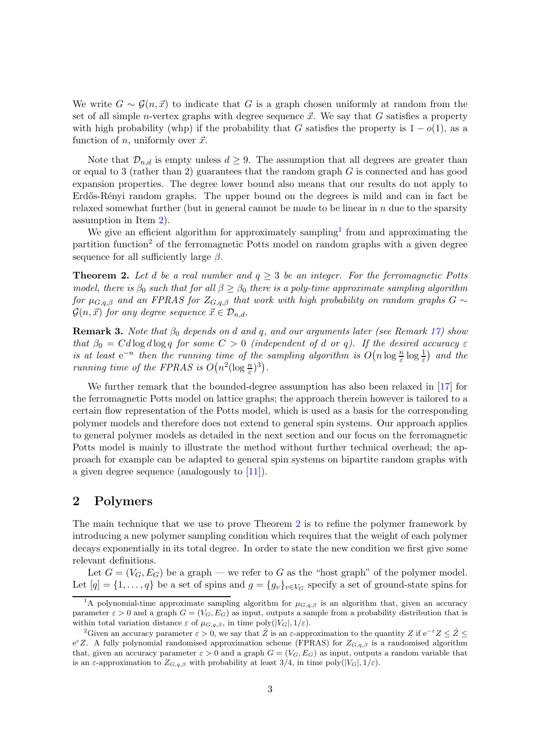We write $G \sim \mathcal{G}(n, \vec{x})$ to indicate that $G$ is a graph chosen uniformly at random from the set of all simple $n$-vertex graphs with degree sequence $\vec{x}$. We say that $G$ satisfies a property with high probability (whp) if the probability that $G$ satisfies the property is $1 - o(1)$, as a function of $n$, uniformly over $\vec{x}$.

Note that $\mathcal{D}_{n,d}$ is empty unless $d \geq 9$. The assumption that all degrees are greater than or equal to 3 (rather than 2) guarantees that the random graph $G$ is connected and has good expansion properties. The degree lower bound also means that our results do not apply to Erdős-Rényi random graphs. The upper bound on the degrees is mild and can in fact be relaxed somewhat further (but in general cannot be made to be linear in $n$ due to the sparsity assumption in Item 2).

We give an efficient algorithm for approximately sampling[1] from and approximating the partition function[2] of the ferromagnetic Potts model on random graphs with a given degree sequence for all sufficiently large $\beta$.

**Theorem 2.** *Let $d$ be a real number and $q \geq 3$ be an integer. For the ferromagnetic Potts model, there is $\beta_0$ such that for all $\beta \geq \beta_0$ there is a poly-time approximate sampling algorithm for $\mu_{G,q,\beta}$ and an FPRAS for $Z_{G,q,\beta}$ that work with high probability on random graphs $G \sim \mathcal{G}(n, \vec{x})$ for any degree sequence $\vec{x} \in \mathcal{D}_{n,d}$.*

**Remark 3.** *Note that $\beta_0$ depends on $d$ and $q$, and our arguments later (see Remark 17) show that $\beta_0 = Cd \log d \log q$ for some $C > 0$ (independent of $d$ or $q$). If the desired accuracy $\varepsilon$ is at least $\mathrm{e}^{-n}$ then the running time of the sampling algorithm is $O\big(n \log \frac{n}{\varepsilon} \log \frac{1}{\varepsilon}\big)$ and the running time of the FPRAS is $O\big(n^2 (\log \frac{n}{\varepsilon})^3\big)$.*

We further remark that the bounded-degree assumption has also been relaxed in [17] for the ferromagnetic Potts model on lattice graphs; the approach therein however is tailored to a certain flow representation of the Potts model, which is used as a basis for the corresponding polymer models and therefore does not extend to general spin systems. Our approach applies to general polymer models as detailed in the next section and our focus on the ferromagnetic Potts model is mainly to illustrate the method without further technical overhead; the approach for example can be adapted to general spin systems on bipartite random graphs with a given degree sequence (analogously to [11]).

## 2 Polymers

The main technique that we use to prove Theorem 2 is to refine the polymer framework by introducing a new polymer sampling condition which requires that the weight of each polymer decays exponentially in its total degree. In order to state the new condition we first give some relevant definitions.

Let $G = (V_G, E_G)$ be a graph — we refer to $G$ as the "host graph" of the polymer model. Let $[q] = \{1, \ldots, q\}$ be a set of spins and $g = \{g_v\}_{v \in V_G}$ specify a set of ground-state spins for

---

[1] A polynomial-time approximate sampling algorithm for $\mu_{G,q,\beta}$ is an algorithm that, given an accuracy parameter $\varepsilon > 0$ and a graph $G = (V_G, E_G)$ as input, outputs a sample from a probability distribution that is within total variation distance $\varepsilon$ of $\mu_{G,q,\beta}$, in time $\mathrm{poly}(|V_G|, 1/\varepsilon)$.

[2] Given an accuracy parameter $\varepsilon > 0$, we say that $\hat{Z}$ is an $\varepsilon$-approximation to the quantity $Z$ if $\mathrm{e}^{-\varepsilon} Z \leq \hat{Z} \leq \mathrm{e}^{\varepsilon} Z$. A fully polynomial randomised approximation scheme (FPRAS) for $Z_{G,q,\beta}$ is a randomised algorithm that, given an accuracy parameter $\varepsilon > 0$ and a graph $G = (V_G, E_G)$ as input, outputs a random variable that is an $\varepsilon$-approximation to $Z_{G,q,\beta}$ with probability at least $3/4$, in time $\mathrm{poly}(|V_G|, 1/\varepsilon)$.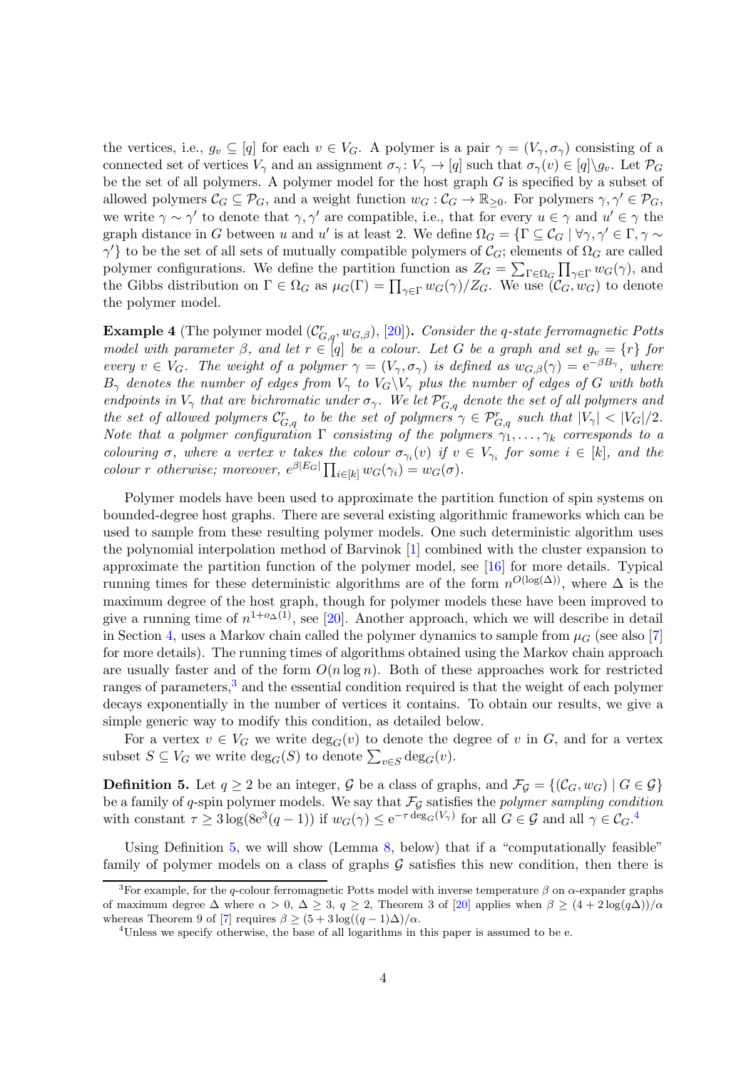the vertices, i.e., $g_v \subseteq [q]$ for each $v \in V_G$. A polymer is a pair $\gamma = (V_\gamma, \sigma_\gamma)$ consisting of a connected set of vertices $V_\gamma$ and an assignment $\sigma_\gamma : V_\gamma \to [q]$ such that $\sigma_\gamma(v) \in [q]\backslash g_v$. Let $\mathcal{P}_G$ be the set of all polymers. A polymer model for the host graph $G$ is specified by a subset of allowed polymers $\mathcal{C}_G \subseteq \mathcal{P}_G$, and a weight function $w_G : \mathcal{C}_G \to \mathbb{R}_{\geq 0}$. For polymers $\gamma, \gamma' \in \mathcal{P}_G$, we write $\gamma \sim \gamma'$ to denote that $\gamma, \gamma'$ are compatible, i.e., that for every $u \in \gamma$ and $u' \in \gamma$ the graph distance in $G$ between $u$ and $u'$ is at least 2. We define $\Omega_G = \{\Gamma \subseteq \mathcal{C}_G \mid \forall \gamma, \gamma' \in \Gamma, \gamma \sim \gamma'\}$ to be the set of all sets of mutually compatible polymers of $\mathcal{C}_G$; elements of $\Omega_G$ are called polymer configurations. We define the partition function as $Z_G = \sum_{\Gamma \in \Omega_G} \prod_{\gamma \in \Gamma} w_G(\gamma)$, and the Gibbs distribution on $\Gamma \in \Omega_G$ as $\mu_G(\Gamma) = \prod_{\gamma \in \Gamma} w_G(\gamma)/Z_G$. We use $(\mathcal{C}_G, w_G)$ to denote the polymer model.

**Example 4** (The polymer model $(\mathcal{C}^r_{G,q}, w_{G,\beta})$, [20])**.** *Consider the $q$-state ferromagnetic Potts model with parameter $\beta$, and let $r \in [q]$ be a colour. Let $G$ be a graph and set $g_v = \{r\}$ for every $v \in V_G$. The weight of a polymer $\gamma = (V_\gamma, \sigma_\gamma)$ is defined as $w_{G,\beta}(\gamma) = \mathrm{e}^{-\beta B_\gamma}$, where $B_\gamma$ denotes the number of edges from $V_\gamma$ to $V_G \backslash V_\gamma$ plus the number of edges of $G$ with both endpoints in $V_\gamma$ that are bichromatic under $\sigma_\gamma$. We let $\mathcal{P}^r_{G,q}$ denote the set of all polymers and the set of allowed polymers $\mathcal{C}^r_{G,q}$ to be the set of polymers $\gamma \in \mathcal{P}^r_{G,q}$ such that $|V_\gamma| < |V_G|/2$. Note that a polymer configuration $\Gamma$ consisting of the polymers $\gamma_1, \dots, \gamma_k$ corresponds to a colouring $\sigma$, where a vertex $v$ takes the colour $\sigma_{\gamma_i}(v)$ if $v \in V_{\gamma_i}$ for some $i \in [k]$, and the colour $r$ otherwise; moreover, $e^{\beta |E_G|} \prod_{i \in [k]} w_G(\gamma_i) = w_G(\sigma)$.*

Polymer models have been used to approximate the partition function of spin systems on bounded-degree host graphs. There are several existing algorithmic frameworks which can be used to sample from these resulting polymer models. One such deterministic algorithm uses the polynomial interpolation method of Barvinok [1] combined with the cluster expansion to approximate the partition function of the polymer model, see [16] for more details. Typical running times for these deterministic algorithms are of the form $n^{O(\log(\Delta))}$, where $\Delta$ is the maximum degree of the host graph, though for polymer models these have been improved to give a running time of $n^{1+o_\Delta(1)}$, see [20]. Another approach, which we will describe in detail in Section 4, uses a Markov chain called the polymer dynamics to sample from $\mu_G$ (see also [7] for more details). The running times of algorithms obtained using the Markov chain approach are usually faster and of the form $O(n \log n)$. Both of these approaches work for restricted ranges of parameters,[3] and the essential condition required is that the weight of each polymer decays exponentially in the number of vertices it contains. To obtain our results, we give a simple generic way to modify this condition, as detailed below.

For a vertex $v \in V_G$ we write $\deg_G(v)$ to denote the degree of $v$ in $G$, and for a vertex subset $S \subseteq V_G$ we write $\deg_G(S)$ to denote $\sum_{v \in S} \deg_G(v)$.

**Definition 5.** Let $q \geq 2$ be an integer, $\mathcal{G}$ be a class of graphs, and $\mathcal{F}_\mathcal{G} = \{(\mathcal{C}_G, w_G) \mid G \in \mathcal{G}\}$ be a family of $q$-spin polymer models. We say that $\mathcal{F}_\mathcal{G}$ satisfies the *polymer sampling condition* with constant $\tau \geq 3 \log(8\mathrm{e}^3(q-1))$ if $w_G(\gamma) \leq \mathrm{e}^{-\tau \deg_G(V_\gamma)}$ for all $G \in \mathcal{G}$ and all $\gamma \in \mathcal{C}_G$.[4]

Using Definition 5, we will show (Lemma 8, below) that if a "computationally feasible" family of polymer models on a class of graphs $\mathcal{G}$ satisfies this new condition, then there is

[3] For example, for the $q$-colour ferromagnetic Potts model with inverse temperature $\beta$ on $\alpha$-expander graphs of maximum degree $\Delta$ where $\alpha > 0$, $\Delta \geq 3$, $q \geq 2$, Theorem 3 of [20] applies when $\beta \geq (4 + 2\log(q\Delta))/\alpha$ whereas Theorem 9 of [7] requires $\beta \geq (5 + 3\log((q-1)\Delta)/\alpha$.

[4] Unless we specify otherwise, the base of all logarithms in this paper is assumed to be e.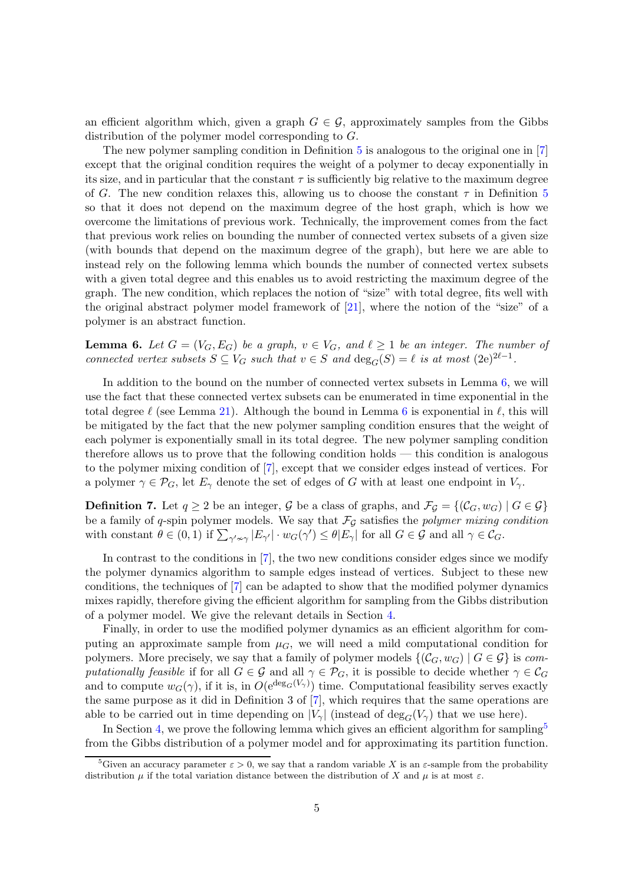an efficient algorithm which, given a graph $G \in \mathcal{G}$, approximately samples from the Gibbs distribution of the polymer model corresponding to $G$.

The new polymer sampling condition in Definition 5 is analogous to the original one in [7] except that the original condition requires the weight of a polymer to decay exponentially in its size, and in particular that the constant $\tau$ is sufficiently big relative to the maximum degree of $G$. The new condition relaxes this, allowing us to choose the constant $\tau$ in Definition 5 so that it does not depend on the maximum degree of the host graph, which is how we overcome the limitations of previous work. Technically, the improvement comes from the fact that previous work relies on bounding the number of connected vertex subsets of a given size (with bounds that depend on the maximum degree of the graph), but here we are able to instead rely on the following lemma which bounds the number of connected vertex subsets with a given total degree and this enables us to avoid restricting the maximum degree of the graph. The new condition, which replaces the notion of "size" with total degree, fits well with the original abstract polymer model framework of [21], where the notion of the "size" of a polymer is an abstract function.

**Lemma 6.** *Let $G = (V_G, E_G)$ be a graph, $v \in V_G$, and $\ell \geq 1$ be an integer. The number of connected vertex subsets $S \subseteq V_G$ such that $v \in S$ and $\deg_G(S) = \ell$ is at most $(2e)^{2\ell - 1}$.*

In addition to the bound on the number of connected vertex subsets in Lemma 6, we will use the fact that these connected vertex subsets can be enumerated in time exponential in the total degree $\ell$ (see Lemma 21). Although the bound in Lemma 6 is exponential in $\ell$, this will be mitigated by the fact that the new polymer sampling condition ensures that the weight of each polymer is exponentially small in its total degree. The new polymer sampling condition therefore allows us to prove that the following condition holds — this condition is analogous to the polymer mixing condition of [7], except that we consider edges instead of vertices. For a polymer $\gamma \in \mathcal{P}_G$, let $E_\gamma$ denote the set of edges of $G$ with at least one endpoint in $V_\gamma$.

**Definition 7.** Let $q \geq 2$ be an integer, $\mathcal{G}$ be a class of graphs, and $\mathcal{F}_{\mathcal{G}} = \{(\mathcal{C}_G, w_G) \mid G \in \mathcal{G}\}$ be a family of $q$-spin polymer models. We say that $\mathcal{F}_{\mathcal{G}}$ satisfies the *polymer mixing condition* with constant $\theta \in (0,1)$ if $\sum_{\gamma' \nsim \gamma} |E_{\gamma'}| \cdot w_G(\gamma') \leq \theta |E_\gamma|$ for all $G \in \mathcal{G}$ and all $\gamma \in \mathcal{C}_G$.

In contrast to the conditions in [7], the two new conditions consider edges since we modify the polymer dynamics algorithm to sample edges instead of vertices. Subject to these new conditions, the techniques of [7] can be adapted to show that the modified polymer dynamics mixes rapidly, therefore giving the efficient algorithm for sampling from the Gibbs distribution of a polymer model. We give the relevant details in Section 4.

Finally, in order to use the modified polymer dynamics as an efficient algorithm for computing an approximate sample from $\mu_G$, we will need a mild computational condition for polymers. More precisely, we say that a family of polymer models $\{(\mathcal{C}_G, w_G) \mid G \in \mathcal{G}\}$ is *computationally feasible* if for all $G \in \mathcal{G}$ and all $\gamma \in \mathcal{P}_G$, it is possible to decide whether $\gamma \in \mathcal{C}_G$ and to compute $w_G(\gamma)$, if it is, in $O(e^{\deg_G(V_\gamma)})$ time. Computational feasibility serves exactly the same purpose as it did in Definition 3 of [7], which requires that the same operations are able to be carried out in time depending on $|V_\gamma|$ (instead of $\deg_G(V_\gamma)$ that we use here).

In Section 4, we prove the following lemma which gives an efficient algorithm for sampling[5] from the Gibbs distribution of a polymer model and for approximating its partition function.

[5] Given an accuracy parameter $\varepsilon > 0$, we say that a random variable $X$ is an $\varepsilon$-sample from the probability distribution $\mu$ if the total variation distance between the distribution of $X$ and $\mu$ is at most $\varepsilon$.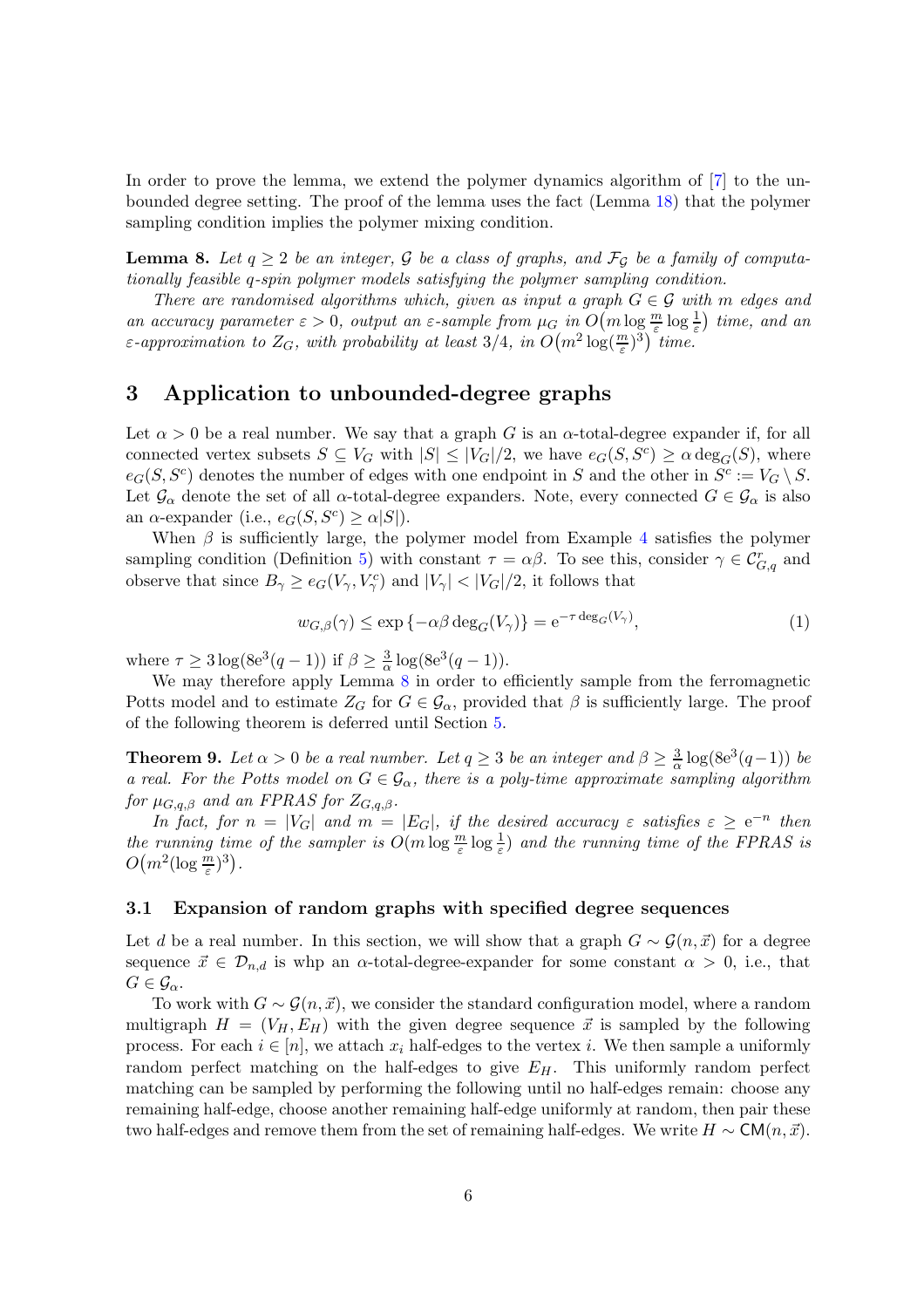In order to prove the lemma, we extend the polymer dynamics algorithm of [7] to the unbounded degree setting. The proof of the lemma uses the fact (Lemma 18) that the polymer sampling condition implies the polymer mixing condition.

**Lemma 8.** *Let $q \geq 2$ be an integer, $\mathcal{G}$ be a class of graphs, and $\mathcal{F}_{\mathcal{G}}$ be a family of computationally feasible $q$-spin polymer models satisfying the polymer sampling condition.*

*There are randomised algorithms which, given as input a graph $G \in \mathcal{G}$ with $m$ edges and an accuracy parameter $\varepsilon > 0$, output an $\varepsilon$-sample from $\mu_G$ in $O\big(m \log \frac{m}{\varepsilon} \log \frac{1}{\varepsilon}\big)$ time, and an $\varepsilon$-approximation to $Z_G$, with probability at least $3/4$, in $O\big(m^2 \log(\frac{m}{\varepsilon})^3\big)$ time.*

## 3 Application to unbounded-degree graphs

Let $\alpha > 0$ be a real number. We say that a graph $G$ is an $\alpha$-total-degree expander if, for all connected vertex subsets $S \subseteq V_G$ with $|S| \leq |V_G|/2$, we have $e_G(S, S^c) \geq \alpha \deg_G(S)$, where $e_G(S, S^c)$ denotes the number of edges with one endpoint in $S$ and the other in $S^c := V_G \setminus S$. Let $\mathcal{G}_\alpha$ denote the set of all $\alpha$-total-degree expanders. Note, every connected $G \in \mathcal{G}_\alpha$ is also an $\alpha$-expander (i.e., $e_G(S, S^c) \geq \alpha|S|$).

When $\beta$ is sufficiently large, the polymer model from Example 4 satisfies the polymer sampling condition (Definition 5) with constant $\tau = \alpha\beta$. To see this, consider $\gamma \in \mathcal{C}^r_{G,q}$ and observe that since $B_\gamma \geq e_G(V_\gamma, V_\gamma^c)$ and $|V_\gamma| < |V_G|/2$, it follows that

$$w_{G,\beta}(\gamma) \leq \exp\{-\alpha\beta \deg_G(V_\gamma)\} = \mathrm{e}^{-\tau \deg_G(V_\gamma)}, \tag{1}$$

where $\tau \geq 3 \log(8\mathrm{e}^3(q-1))$ if $\beta \geq \frac{3}{\alpha} \log(8\mathrm{e}^3(q-1))$.

We may therefore apply Lemma 8 in order to efficiently sample from the ferromagnetic Potts model and to estimate $Z_G$ for $G \in \mathcal{G}_\alpha$, provided that $\beta$ is sufficiently large. The proof of the following theorem is deferred until Section 5.

**Theorem 9.** *Let $\alpha > 0$ be a real number. Let $q \geq 3$ be an integer and $\beta \geq \frac{3}{\alpha} \log(8\mathrm{e}^3(q-1))$ be a real. For the Potts model on $G \in \mathcal{G}_\alpha$, there is a poly-time approximate sampling algorithm for $\mu_{G,q,\beta}$ and an FPRAS for $Z_{G,q,\beta}$.*

*In fact, for $n = |V_G|$ and $m = |E_G|$, if the desired accuracy $\varepsilon$ satisfies $\varepsilon \geq \mathrm{e}^{-n}$ then the running time of the sampler is $O(m \log \frac{m}{\varepsilon} \log \frac{1}{\varepsilon})$ and the running time of the FPRAS is $O\big(m^2 (\log \frac{m}{\varepsilon})^3\big)$.*

### 3.1 Expansion of random graphs with specified degree sequences

Let $d$ be a real number. In this section, we will show that a graph $G \sim \mathcal{G}(n, \vec{x})$ for a degree sequence $\vec{x} \in \mathcal{D}_{n,d}$ is whp an $\alpha$-total-degree-expander for some constant $\alpha > 0$, i.e., that $G \in \mathcal{G}_\alpha$.

To work with $G \sim \mathcal{G}(n, \vec{x})$, we consider the standard configuration model, where a random multigraph $H = (V_H, E_H)$ with the given degree sequence $\vec{x}$ is sampled by the following process. For each $i \in [n]$, we attach $x_i$ half-edges to the vertex $i$. We then sample a uniformly random perfect matching on the half-edges to give $E_H$. This uniformly random perfect matching can be sampled by performing the following until no half-edges remain: choose any remaining half-edge, choose another remaining half-edge uniformly at random, then pair these two half-edges and remove them from the set of remaining half-edges. We write $H \sim \mathsf{CM}(n, \vec{x})$.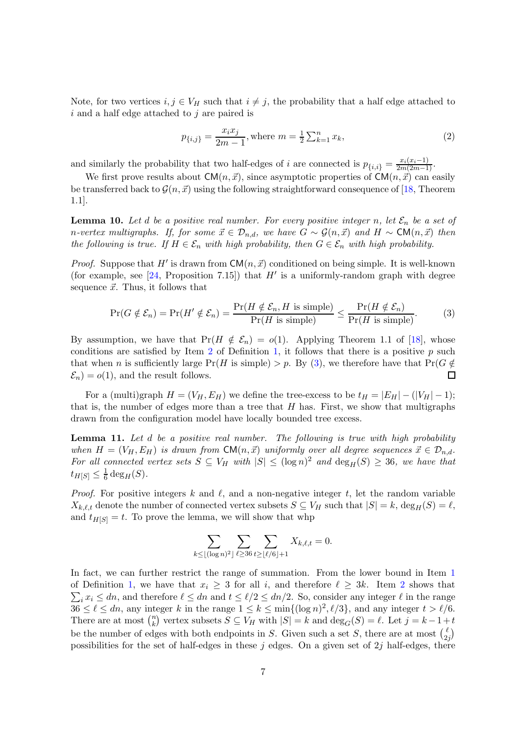Note, for two vertices $i, j \in V_H$ such that $i \neq j$, the probability that a half edge attached to $i$ and a half edge attached to $j$ are paired is

$$p_{\{i,j\}} = \frac{x_i x_j}{2m-1}, \text{ where } m = \frac{1}{2}\sum_{k=1}^{n} x_k, \tag{2}$$

and similarly the probability that two half-edges of $i$ are connected is $p_{\{i,i\}} = \frac{x_i(x_i-1)}{2m(2m-1)}$.

We first prove results about $\mathsf{CM}(n, \vec{x})$, since asymptotic properties of $\mathsf{CM}(n, \vec{x})$ can easily be transferred back to $\mathcal{G}(n, \vec{x})$ using the following straightforward consequence of [18, Theorem 1.1].

**Lemma 10.** *Let $d$ be a positive real number. For every positive integer $n$, let $\mathcal{E}_n$ be a set of $n$-vertex multigraphs. If, for some $\vec{x} \in \mathcal{D}_{n,d}$, we have $G \sim \mathcal{G}(n, \vec{x})$ and $H \sim \mathsf{CM}(n, \vec{x})$ then the following is true. If $H \in \mathcal{E}_n$ with high probability, then $G \in \mathcal{E}_n$ with high probability.*

*Proof.* Suppose that $H'$ is drawn from $\mathsf{CM}(n, \vec{x})$ conditioned on being simple. It is well-known (for example, see [24, Proposition 7.15]) that $H'$ is a uniformly-random graph with degree sequence $\vec{x}$. Thus, it follows that

$$\Pr(G \notin \mathcal{E}_n) = \Pr(H' \notin \mathcal{E}_n) = \frac{\Pr(H \notin \mathcal{E}_n, H \text{ is simple})}{\Pr(H \text{ is simple})} \leq \frac{\Pr(H \notin \mathcal{E}_n)}{\Pr(H \text{ is simple})}. \tag{3}$$

By assumption, we have that $\Pr(H \notin \mathcal{E}_n) = o(1)$. Applying Theorem 1.1 of [18], whose conditions are satisfied by Item 2 of Definition 1, it follows that there is a positive $p$ such that when $n$ is sufficiently large $\Pr(H \text{ is simple}) > p$. By (3), we therefore have that $\Pr(G \notin \mathcal{E}_n) = o(1)$, and the result follows. $\square$

For a (multi)graph $H = (V_H, E_H)$ we define the tree-excess to be $t_H = |E_H| - (|V_H| - 1)$; that is, the number of edges more than a tree that $H$ has. First, we show that multigraphs drawn from the configuration model have locally bounded tree excess.

**Lemma 11.** *Let $d$ be a positive real number. The following is true with high probability when $H = (V_H, E_H)$ is drawn from $\mathsf{CM}(n, \vec{x})$ uniformly over all degree sequences $\vec{x} \in \mathcal{D}_{n,d}$. For all connected vertex sets $S \subseteq V_H$ with $|S| \leq (\log n)^2$ and $\deg_H(S) \geq 36$, we have that $t_{H[S]} \leq \frac{1}{6}\deg_H(S)$.*

*Proof.* For positive integers $k$ and $\ell$, and a non-negative integer $t$, let the random variable $X_{k,\ell,t}$ denote the number of connected vertex subsets $S \subseteq V_H$ such that $|S| = k$, $\deg_H(S) = \ell$, and $t_{H[S]} = t$. To prove the lemma, we will show that whp

$$\sum_{k \leq \lfloor (\log n)^2 \rfloor} \sum_{\ell \geq 36} \sum_{t \geq \lfloor \ell/6 \rfloor + 1} X_{k,\ell,t} = 0.$$

In fact, we can further restrict the range of summation. From the lower bound in Item 1 of Definition 1, we have that $x_i \geq 3$ for all $i$, and therefore $\ell \geq 3k$. Item 2 shows that $\sum_i x_i \leq dn$, and therefore $\ell \leq dn$ and $t \leq \ell/2 \leq dn/2$. So, consider any integer $\ell$ in the range $36 \leq \ell \leq dn$, any integer $k$ in the range $1 \leq k \leq \min\{(\log n)^2, \ell/3\}$, and any integer $t > \ell/6$. There are at most $\binom{n}{k}$ vertex subsets $S \subseteq V_H$ with $|S| = k$ and $\deg_G(S) = \ell$. Let $j = k - 1 + t$ be the number of edges with both endpoints in $S$. Given such a set $S$, there are at most $\binom{\ell}{2j}$ possibilities for the set of half-edges in these $j$ edges. On a given set of $2j$ half-edges, there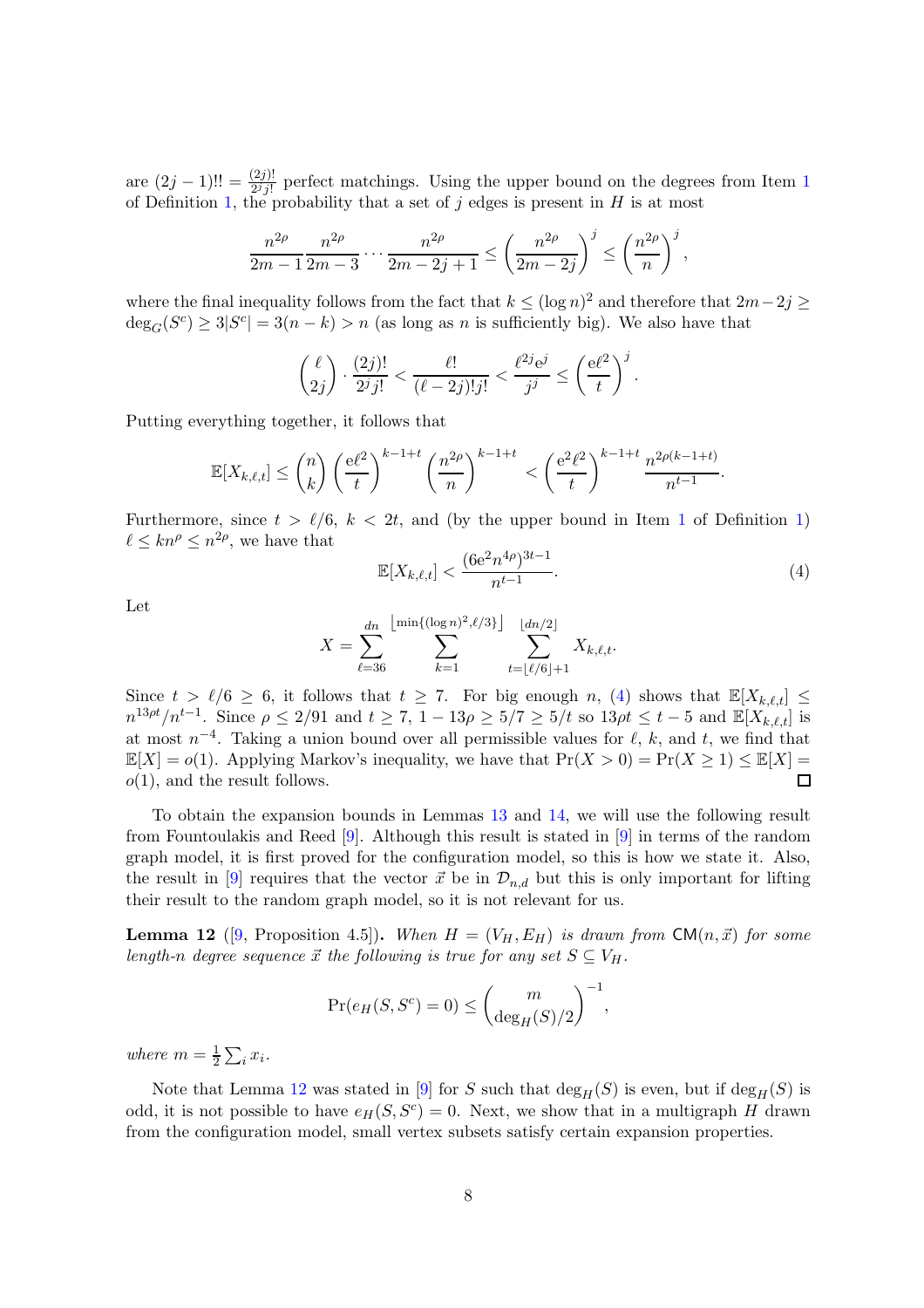are $(2j-1)!! = \frac{(2j)!}{2^j j!}$ perfect matchings. Using the upper bound on the degrees from Item 1 of Definition 1, the probability that a set of $j$ edges is present in $H$ is at most

$$\frac{n^{2\rho}}{2m-1}\frac{n^{2\rho}}{2m-3}\cdots\frac{n^{2\rho}}{2m-2j+1} \le \left(\frac{n^{2\rho}}{2m-2j}\right)^j \le \left(\frac{n^{2\rho}}{n}\right)^j,$$

where the final inequality follows from the fact that $k \le (\log n)^2$ and therefore that $2m-2j \ge \deg_G(S^c) \ge 3|S^c| = 3(n-k) > n$ (as long as $n$ is sufficiently big). We also have that

$$\binom{\ell}{2j}\cdot\frac{(2j)!}{2^j j!} < \frac{\ell!}{(\ell-2j)!j!} < \frac{\ell^{2j}\mathrm{e}^j}{j^j} \le \left(\frac{\mathrm{e}\ell^2}{t}\right)^j.$$

Putting everything together, it follows that

$$\mathbb{E}[X_{k,\ell,t}] \le \binom{n}{k}\left(\frac{\mathrm{e}\ell^2}{t}\right)^{k-1+t}\left(\frac{n^{2\rho}}{n}\right)^{k-1+t} < \left(\frac{\mathrm{e}^2\ell^2}{t}\right)^{k-1+t}\frac{n^{2\rho(k-1+t)}}{n^{t-1}}.$$

Furthermore, since $t > \ell/6$, $k < 2t$, and (by the upper bound in Item 1 of Definition 1) $\ell \le kn^\rho \le n^{2\rho}$, we have that

$$\mathbb{E}[X_{k,\ell,t}] < \frac{(6\mathrm{e}^2 n^{4\rho})^{3t-1}}{n^{t-1}}. \tag{4}$$

Let

$$X = \sum_{\ell=36}^{dn}\sum_{k=1}^{\lfloor\min\{(\log n)^2,\ell/3\}\rfloor}\sum_{t=\lfloor\ell/6\rfloor+1}^{\lfloor dn/2\rfloor} X_{k,\ell,t}.$$

Since $t > \ell/6 \ge 6$, it follows that $t \ge 7$. For big enough $n$, (4) shows that $\mathbb{E}[X_{k,\ell,t}] \le n^{13\rho t}/n^{t-1}$. Since $\rho \le 2/91$ and $t \ge 7$, $1-13\rho \ge 5/7 \ge 5/t$ so $13\rho t \le t-5$ and $\mathbb{E}[X_{k,\ell,t}]$ is at most $n^{-4}$. Taking a union bound over all permissible values for $\ell$, $k$, and $t$, we find that $\mathbb{E}[X] = o(1)$. Applying Markov's inequality, we have that $\Pr(X > 0) = \Pr(X \ge 1) \le \mathbb{E}[X] = o(1)$, and the result follows. ☐

To obtain the expansion bounds in Lemmas 13 and 14, we will use the following result from Fountoulakis and Reed [9]. Although this result is stated in [9] in terms of the random graph model, it is first proved for the configuration model, so this is how we state it. Also, the result in [9] requires that the vector $\vec{x}$ be in $\mathcal{D}_{n,d}$ but this is only important for lifting their result to the random graph model, so it is not relevant for us.

**Lemma 12** ([9, Proposition 4.5]). *When $H = (V_H, E_H)$ is drawn from $\mathsf{CM}(n,\vec{x})$ for some length-$n$ degree sequence $\vec{x}$ the following is true for any set $S \subseteq V_H$.*

$$\Pr(e_H(S,S^c) = 0) \le \binom{m}{\deg_H(S)/2}^{-1},$$

*where $m = \frac{1}{2}\sum_i x_i$.*

Note that Lemma 12 was stated in [9] for $S$ such that $\deg_H(S)$ is even, but if $\deg_H(S)$ is odd, it is not possible to have $e_H(S,S^c) = 0$. Next, we show that in a multigraph $H$ drawn from the configuration model, small vertex subsets satisfy certain expansion properties.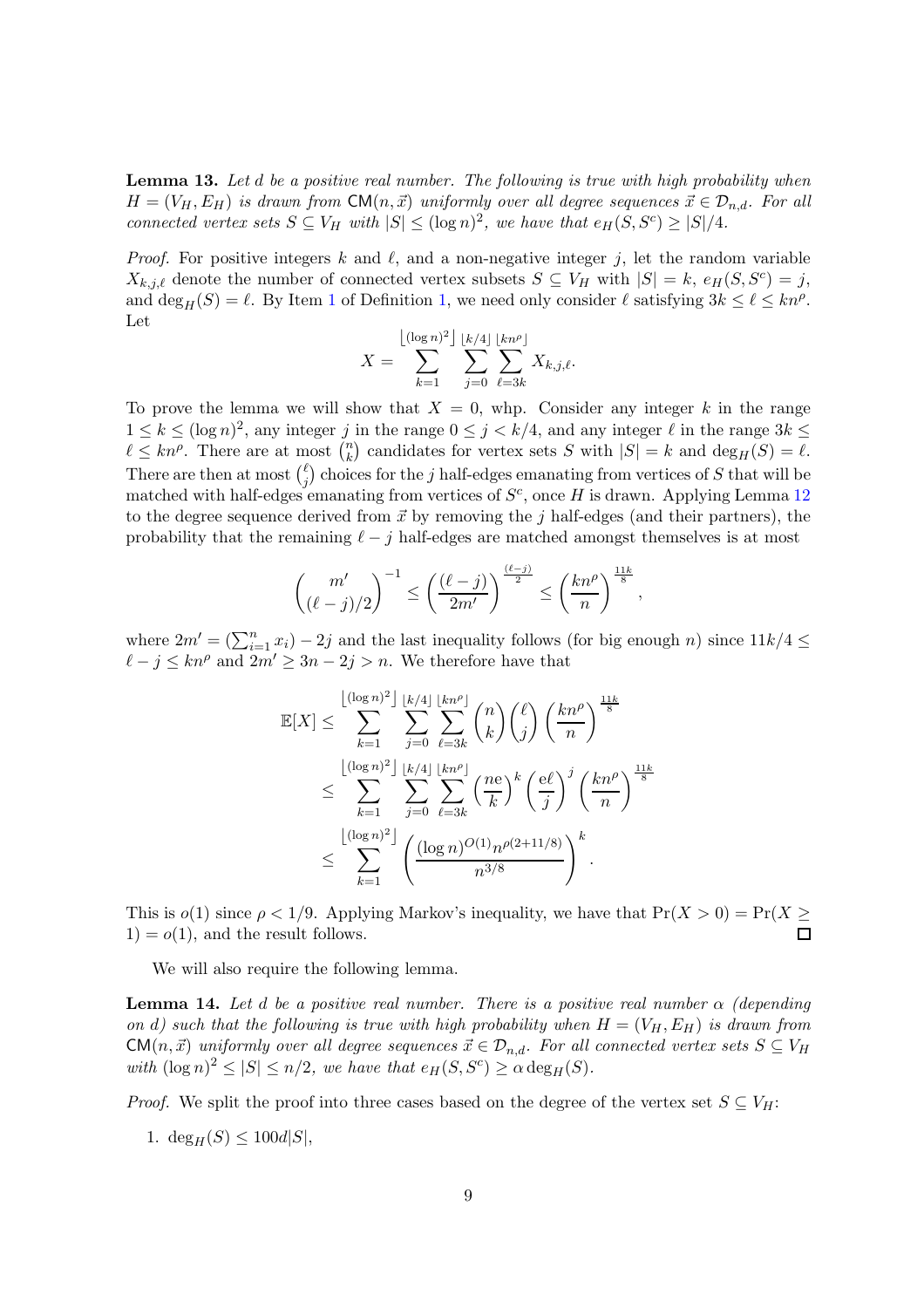**Lemma 13.** *Let $d$ be a positive real number. The following is true with high probability when $H = (V_H, E_H)$ is drawn from $\mathsf{CM}(n, \vec{x})$ uniformly over all degree sequences $\vec{x} \in \mathcal{D}_{n,d}$. For all connected vertex sets $S \subseteq V_H$ with $|S| \leq (\log n)^2$, we have that $e_H(S, S^c) \geq |S|/4$.*

*Proof.* For positive integers $k$ and $\ell$, and a non-negative integer $j$, let the random variable $X_{k,j,\ell}$ denote the number of connected vertex subsets $S \subseteq V_H$ with $|S| = k$, $e_H(S, S^c) = j$, and $\deg_H(S) = \ell$. By Item 1 of Definition 1, we need only consider $\ell$ satisfying $3k \leq \ell \leq kn^\rho$. Let

$$X = \sum_{k=1}^{\lfloor (\log n)^2 \rfloor} \sum_{j=0}^{\lfloor k/4 \rfloor} \sum_{\ell=3k}^{\lfloor kn^\rho \rfloor} X_{k,j,\ell}.$$

To prove the lemma we will show that $X = 0$, whp. Consider any integer $k$ in the range $1 \leq k \leq (\log n)^2$, any integer $j$ in the range $0 \leq j < k/4$, and any integer $\ell$ in the range $3k \leq \ell \leq kn^\rho$. There are at most $\binom{n}{k}$ candidates for vertex sets $S$ with $|S| = k$ and $\deg_H(S) = \ell$. There are then at most $\binom{\ell}{j}$ choices for the $j$ half-edges emanating from vertices of $S$ that will be matched with half-edges emanating from vertices of $S^c$, once $H$ is drawn. Applying Lemma 12 to the degree sequence derived from $\vec{x}$ by removing the $j$ half-edges (and their partners), the probability that the remaining $\ell - j$ half-edges are matched amongst themselves is at most

$$\binom{m'}{(\ell - j)/2}^{-1} \leq \left(\frac{(\ell - j)}{2m'}\right)^{\frac{(\ell-j)}{2}} \leq \left(\frac{kn^\rho}{n}\right)^{\frac{11k}{8}},$$

where $2m' = (\sum_{i=1}^n x_i) - 2j$ and the last inequality follows (for big enough $n$) since $11k/4 \leq \ell - j \leq kn^\rho$ and $2m' \geq 3n - 2j > n$. We therefore have that

$$\begin{aligned}
\mathbb{E}[X] &\leq \sum_{k=1}^{\lfloor (\log n)^2 \rfloor} \sum_{j=0}^{\lfloor k/4 \rfloor} \sum_{\ell=3k}^{\lfloor kn^\rho \rfloor} \binom{n}{k}\binom{\ell}{j}\left(\frac{kn^\rho}{n}\right)^{\frac{11k}{8}} \\
&\leq \sum_{k=1}^{\lfloor (\log n)^2 \rfloor} \sum_{j=0}^{\lfloor k/4 \rfloor} \sum_{\ell=3k}^{\lfloor kn^\rho \rfloor} \left(\frac{n\mathrm{e}}{k}\right)^k \left(\frac{\mathrm{e}\ell}{j}\right)^j \left(\frac{kn^\rho}{n}\right)^{\frac{11k}{8}} \\
&\leq \sum_{k=1}^{\lfloor (\log n)^2 \rfloor} \left(\frac{(\log n)^{O(1)} n^{\rho(2+11/8)}}{n^{3/8}}\right)^k.
\end{aligned}$$

This is $o(1)$ since $\rho < 1/9$. Applying Markov's inequality, we have that $\Pr(X > 0) = \Pr(X \geq 1) = o(1)$, and the result follows. ∎

We will also require the following lemma.

**Lemma 14.** *Let $d$ be a positive real number. There is a positive real number $\alpha$ (depending on $d$) such that the following is true with high probability when $H = (V_H, E_H)$ is drawn from $\mathsf{CM}(n, \vec{x})$ uniformly over all degree sequences $\vec{x} \in \mathcal{D}_{n,d}$. For all connected vertex sets $S \subseteq V_H$ with $(\log n)^2 \leq |S| \leq n/2$, we have that $e_H(S, S^c) \geq \alpha \deg_H(S)$.*

*Proof.* We split the proof into three cases based on the degree of the vertex set $S \subseteq V_H$:

1. $\deg_H(S) \leq 100d|S|$,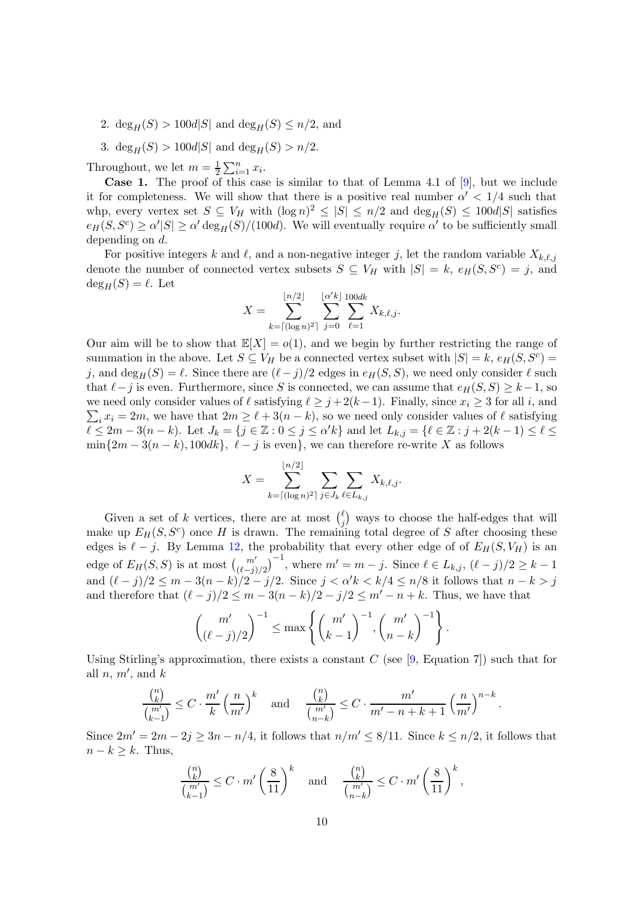2. $\deg_H(S) > 100d|S|$ and $\deg_H(S) \leq n/2$, and
3. $\deg_H(S) > 100d|S|$ and $\deg_H(S) > n/2$.

Throughout, we let $m = \frac{1}{2}\sum_{i=1}^{n} x_i$.

**Case 1.** The proof of this case is similar to that of Lemma 4.1 of [9], but we include it for completeness. We will show that there is a positive real number $\alpha' < 1/4$ such that whp, every vertex set $S \subseteq V_H$ with $(\log n)^2 \leq |S| \leq n/2$ and $\deg_H(S) \leq 100d|S|$ satisfies $e_H(S, S^c) \geq \alpha'|S| \geq \alpha' \deg_H(S)/(100d)$. We will eventually require $\alpha'$ to be sufficiently small depending on $d$.

For positive integers $k$ and $\ell$, and a non-negative integer $j$, let the random variable $X_{k,\ell,j}$ denote the number of connected vertex subsets $S \subseteq V_H$ with $|S| = k$, $e_H(S, S^c) = j$, and $\deg_H(S) = \ell$. Let

$$X = \sum_{k=\lceil (\log n)^2 \rceil}^{\lfloor n/2 \rfloor} \sum_{j=0}^{\lfloor \alpha' k \rfloor} \sum_{\ell=1}^{100dk} X_{k,\ell,j}.$$

Our aim will be to show that $\mathbb{E}[X] = o(1)$, and we begin by further restricting the range of summation in the above. Let $S \subseteq V_H$ be a connected vertex subset with $|S| = k$, $e_H(S, S^c) = j$, and $\deg_H(S) = \ell$. Since there are $(\ell - j)/2$ edges in $e_H(S, S)$, we need only consider $\ell$ such that $\ell - j$ is even. Furthermore, since $S$ is connected, we can assume that $e_H(S, S) \geq k - 1$, so we need only consider values of $\ell$ satisfying $\ell \geq j + 2(k-1)$. Finally, since $x_i \geq 3$ for all $i$, and $\sum_i x_i = 2m$, we have that $2m \geq \ell + 3(n-k)$, so we need only consider values of $\ell$ satisfying $\ell \leq 2m - 3(n-k)$. Let $J_k = \{j \in \mathbb{Z} : 0 \leq j \leq \alpha' k\}$ and let $L_{k,j} = \{\ell \in \mathbb{Z} : j + 2(k-1) \leq \ell \leq \min\{2m - 3(n-k), 100dk\},\ \ell - j \text{ is even}\}$, we can therefore re-write $X$ as follows

$$X = \sum_{k=\lceil (\log n)^2 \rceil}^{\lfloor n/2 \rfloor} \sum_{j \in J_k} \sum_{\ell \in L_{k,j}} X_{k,\ell,j}.$$

Given a set of $k$ vertices, there are at most $\binom{\ell}{j}$ ways to choose the half-edges that will make up $E_H(S, S^c)$ once $H$ is drawn. The remaining total degree of $S$ after choosing these edges is $\ell - j$. By Lemma 12, the probability that every other edge of of $E_H(S, V_H)$ is an edge of $E_H(S, S)$ is at most $\binom{m'}{(\ell-j)/2}^{-1}$, where $m' = m - j$. Since $\ell \in L_{k,j}$, $(\ell - j)/2 \geq k - 1$ and $(\ell - j)/2 \leq m - 3(n-k)/2 - j/2$. Since $j < \alpha' k < k/4 \leq n/8$ it follows that $n - k > j$ and therefore that $(\ell - j)/2 \leq m - 3(n-k)/2 - j/2 \leq m' - n + k$. Thus, we have that

$$\binom{m'}{(\ell-j)/2}^{-1} \leq \max\left\{ \binom{m'}{k-1}^{-1}, \binom{m'}{n-k}^{-1} \right\}.$$

Using Stirling's approximation, there exists a constant $C$ (see [9, Equation 7]) such that for all $n$, $m'$, and $k$

$$\frac{\binom{n}{k}}{\binom{m'}{k-1}} \leq C \cdot \frac{m'}{k}\left(\frac{n}{m'}\right)^k \quad \text{and} \quad \frac{\binom{n}{k}}{\binom{m'}{n-k}} \leq C \cdot \frac{m'}{m' - n + k + 1}\left(\frac{n}{m'}\right)^{n-k}.$$

Since $2m' = 2m - 2j \geq 3n - n/4$, it follows that $n/m' \leq 8/11$. Since $k \leq n/2$, it follows that $n - k \geq k$. Thus,

$$\frac{\binom{n}{k}}{\binom{m'}{k-1}} \leq C \cdot m' \left(\frac{8}{11}\right)^k \quad \text{and} \quad \frac{\binom{n}{k}}{\binom{m'}{n-k}} \leq C \cdot m' \left(\frac{8}{11}\right)^k,$$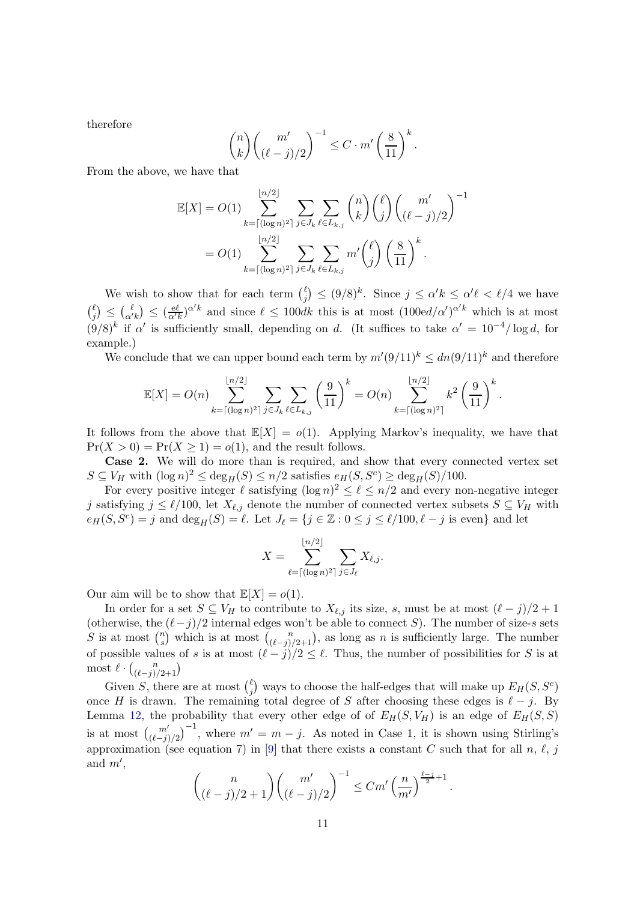therefore

$$\binom{n}{k}\binom{m'}{(\ell-j)/2}^{-1} \le C \cdot m' \left(\frac{8}{11}\right)^k.$$

From the above, we have that

$$\begin{aligned}
\mathbb{E}[X] &= O(1) \sum_{k=\lceil(\log n)^2\rceil}^{\lfloor n/2\rfloor} \sum_{j\in J_k} \sum_{\ell\in L_{k,j}} \binom{n}{k}\binom{\ell}{j}\binom{m'}{(\ell-j)/2}^{-1} \\
&= O(1) \sum_{k=\lceil(\log n)^2\rceil}^{\lfloor n/2\rfloor} \sum_{j\in J_k} \sum_{\ell\in L_{k,j}} m'\binom{\ell}{j}\left(\frac{8}{11}\right)^k.
\end{aligned}$$

We wish to show that for each term $\binom{\ell}{j} \le (9/8)^k$. Since $j \le \alpha' k \le \alpha'\ell < \ell/4$ we have $\binom{\ell}{j} \le \binom{\ell}{\alpha' k} \le (\frac{e\ell}{\alpha' k})^{\alpha' k}$ and since $\ell \le 100dk$ this is at most $(100ed/\alpha')^{\alpha' k}$ which is at most $(9/8)^k$ if $\alpha'$ is sufficiently small, depending on $d$. (It suffices to take $\alpha' = 10^{-4}/\log d$, for example.)

We conclude that we can upper bound each term by $m'(9/11)^k \le dn(9/11)^k$ and therefore

$$\mathbb{E}[X] = O(n) \sum_{k=\lceil(\log n)^2\rceil}^{\lfloor n/2\rfloor} \sum_{j\in J_k} \sum_{\ell\in L_{k,j}} \left(\frac{9}{11}\right)^k = O(n) \sum_{k=\lceil(\log n)^2\rceil}^{\lfloor n/2\rfloor} k^2 \left(\frac{9}{11}\right)^k.$$

It follows from the above that $\mathbb{E}[X] = o(1)$. Applying Markov's inequality, we have that $\Pr(X > 0) = \Pr(X \ge 1) = o(1)$, and the result follows.

**Case 2.** We will do more than is required, and show that every connected vertex set $S \subseteq V_H$ with $(\log n)^2 \le \deg_H(S) \le n/2$ satisfies $e_H(S, S^c) \ge \deg_H(S)/100$.

For every positive integer $\ell$ satisfying $(\log n)^2 \le \ell \le n/2$ and every non-negative integer $j$ satisfying $j \le \ell/100$, let $X_{\ell,j}$ denote the number of connected vertex subsets $S \subseteq V_H$ with $e_H(S, S^c) = j$ and $\deg_H(S) = \ell$. Let $J_\ell = \{j \in \mathbb{Z} : 0 \le j \le \ell/100, \ell - j \text{ is even}\}$ and let

$$X = \sum_{\ell=\lceil(\log n)^2\rceil}^{\lfloor n/2\rfloor} \sum_{j\in J_\ell} X_{\ell,j}.$$

Our aim will be to show that $\mathbb{E}[X] = o(1)$.

In order for a set $S \subseteq V_H$ to contribute to $X_{\ell,j}$ its size, $s$, must be at most $(\ell-j)/2+1$ (otherwise, the $(\ell-j)/2$ internal edges won't be able to connect $S$). The number of size-$s$ sets $S$ is at most $\binom{n}{s}$ which is at most $\binom{n}{(\ell-j)/2+1}$, as long as $n$ is sufficiently large. The number of possible values of $s$ is at most $(\ell-j)/2 \le \ell$. Thus, the number of possibilities for $S$ is at most $\ell \cdot \binom{n}{(\ell-j)/2+1}$

Given $S$, there are at most $\binom{\ell}{j}$ ways to choose the half-edges that will make up $E_H(S, S^c)$ once $H$ is drawn. The remaining total degree of $S$ after choosing these edges is $\ell - j$. By Lemma 12, the probability that every other edge of of $E_H(S, V_H)$ is an edge of $E_H(S, S)$ is at most $\binom{m'}{(\ell-j)/2}^{-1}$, where $m' = m - j$. As noted in Case 1, it is shown using Stirling's approximation (see equation 7) in [9] that there exists a constant $C$ such that for all $n$, $\ell$, $j$ and $m'$,

$$\binom{n}{(\ell-j)/2+1}\binom{m'}{(\ell-j)/2}^{-1} \le Cm'\left(\frac{n}{m'}\right)^{\frac{\ell-j}{2}+1}.$$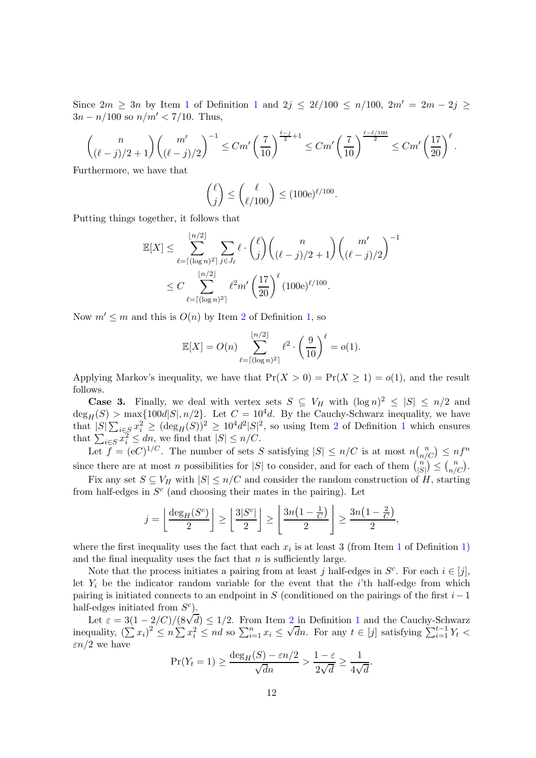Since $2m \geq 3n$ by Item 1 of Definition 1 and $2j \leq 2\ell/100 \leq n/100$, $2m' = 2m - 2j \geq 3n - n/100$ so $n/m' < 7/10$. Thus,

$$\binom{n}{(\ell-j)/2+1}\binom{m'}{(\ell-j)/2}^{-1} \leq Cm'\left(\frac{7}{10}\right)^{\frac{\ell-j}{2}+1} \leq Cm'\left(\frac{7}{10}\right)^{\frac{\ell-\ell/100}{2}} \leq Cm'\left(\frac{17}{20}\right)^{\ell}.$$

Furthermore, we have that

$$\binom{\ell}{j} \leq \binom{\ell}{\ell/100} \leq (100\mathrm{e})^{\ell/100}.$$

Putting things together, it follows that

$$\begin{aligned}\mathbb{E}[X] &\leq \sum_{\ell=\lceil(\log n)^2\rceil}^{\lfloor n/2\rfloor}\sum_{j\in J_\ell} \ell\cdot\binom{\ell}{j}\binom{n}{(\ell-j)/2+1}\binom{m'}{(\ell-j)/2}^{-1} \\ &\leq C\sum_{\ell=\lceil(\log n)^2\rceil}^{\lfloor n/2\rfloor} \ell^2 m'\left(\frac{17}{20}\right)^{\ell}(100\mathrm{e})^{\ell/100}.\end{aligned}$$

Now $m' \leq m$ and this is $O(n)$ by Item 2 of Definition 1, so

$$\mathbb{E}[X] = O(n)\sum_{\ell=\lceil(\log n)^2\rceil}^{\lfloor n/2\rfloor} \ell^2\cdot\left(\frac{9}{10}\right)^{\ell} = o(1).$$

Applying Markov's inequality, we have that $\Pr(X>0) = \Pr(X\geq 1) = o(1)$, and the result follows.

**Case 3.** Finally, we deal with vertex sets $S \subseteq V_H$ with $(\log n)^2 \leq |S| \leq n/2$ and $\deg_H(S) > \max\{100d|S|, n/2\}$. Let $C = 10^4 d$. By the Cauchy-Schwarz inequality, we have that $|S|\sum_{i\in S}x_i^2 \geq (\deg_H(S))^2 \geq 10^4d^2|S|^2$, so using Item 2 of Definition 1 which ensures that $\sum_{i\in S}x_i^2 \leq dn$, we find that $|S| \leq n/C$.

Let $f = (\mathrm{e}C)^{1/C}$. The number of sets $S$ satisfying $|S| \leq n/C$ is at most $n\binom{n}{n/C} \leq nf^n$ since there are at most $n$ possibilities for $|S|$ to consider, and for each of them $\binom{n}{|S|} \leq \binom{n}{n/C}$.

Fix any set $S \subseteq V_H$ with $|S| \leq n/C$ and consider the random construction of $H$, starting from half-edges in $S^c$ (and choosing their mates in the pairing). Let

$$j = \left\lfloor\frac{\deg_H(S^c)}{2}\right\rfloor \geq \left\lfloor\frac{3|S^c|}{2}\right\rfloor \geq \left\lfloor\frac{3n\left(1-\frac{1}{C}\right)}{2}\right\rfloor \geq \frac{3n\left(1-\frac{2}{C}\right)}{2},$$

where the first inequality uses the fact that each $x_i$ is at least 3 (from Item 1 of Definition 1) and the final inequality uses the fact that $n$ is sufficiently large.

Note that the process initiates a pairing from at least $j$ half-edges in $S^c$. For each $i \in [j]$, let $Y_i$ be the indicator random variable for the event that the $i$'th half-edge from which pairing is initiated connects to an endpoint in $S$ (conditioned on the pairings of the first $i-1$ half-edges initiated from $S^c$).

Let $\varepsilon = 3(1-2/C)/(8\sqrt{d}) \leq 1/2$. From Item 2 in Definition 1 and the Cauchy-Schwarz inequality, $\left(\sum x_i\right)^2 \leq n\sum x_i^2 \leq nd$ so $\sum_{i=1}^n x_i \leq \sqrt{d}n$. For any $t\in[j]$ satisfying $\sum_{i=1}^{t-1}Y_t < \varepsilon n/2$ we have

$$\Pr(Y_t = 1) \geq \frac{\deg_H(S) - \varepsilon n/2}{\sqrt{d}n} > \frac{1-\varepsilon}{2\sqrt{d}} \geq \frac{1}{4\sqrt{d}}.$$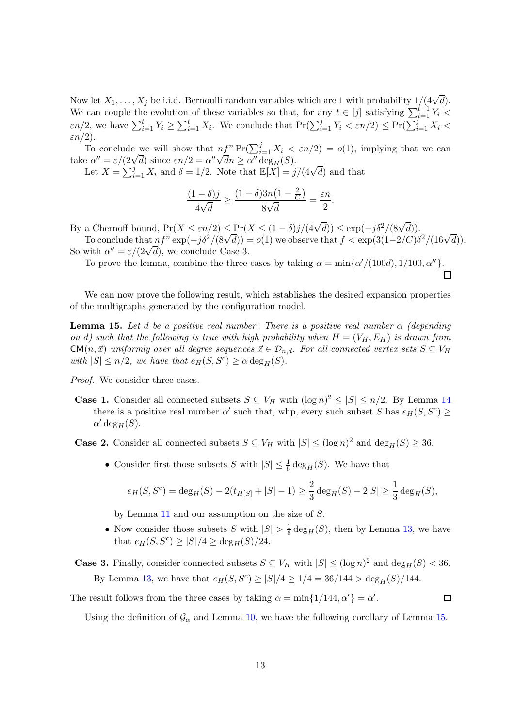Now let $X_1, \ldots, X_j$ be i.i.d. Bernoulli random variables which are 1 with probability $1/(4\sqrt{d})$. We can couple the evolution of these variables so that, for any $t \in [j]$ satisfying $\sum_{i=1}^{t-1} Y_i < \varepsilon n/2$, we have $\sum_{i=1}^{t} Y_i \geq \sum_{i=1}^{t} X_i$. We conclude that $\Pr(\sum_{i=1}^{j} Y_i < \varepsilon n/2) \leq \Pr(\sum_{i=1}^{j} X_i < \varepsilon n/2)$.

To conclude we will show that $nf^n \Pr(\sum_{i=1}^{j} X_i < \varepsilon n/2) = o(1)$, implying that we can take $\alpha'' = \varepsilon/(2\sqrt{d})$ since $\varepsilon n/2 = \alpha'' \sqrt{d} n \geq \alpha'' \deg_H(S)$.

Let $X = \sum_{i=1}^{j} X_i$ and $\delta = 1/2$. Note that $\mathbb{E}[X] = j/(4\sqrt{d})$ and that

$$\frac{(1-\delta)j}{4\sqrt{d}} \geq \frac{(1-\delta)3n\left(1-\frac{2}{C}\right)}{8\sqrt{d}} = \frac{\varepsilon n}{2}.$$

By a Chernoff bound, $\Pr(X \leq \varepsilon n/2) \leq \Pr(X \leq (1-\delta)j/(4\sqrt{d})) \leq \exp(-j\delta^2/(8\sqrt{d}))$.

To conclude that $nf^n \exp(-j\delta^2/(8\sqrt{d})) = o(1)$ we observe that $f < \exp(3(1-2/C)\delta^2/(16\sqrt{d}))$. So with $\alpha'' = \varepsilon/(2\sqrt{d})$, we conclude Case 3.

To prove the lemma, combine the three cases by taking $\alpha = \min\{\alpha'/(100d), 1/100, \alpha''\}$. $\square$

We can now prove the following result, which establishes the desired expansion properties of the multigraphs generated by the configuration model.

**Lemma 15.** *Let $d$ be a positive real number. There is a positive real number $\alpha$ (depending on $d$) such that the following is true with high probability when $H = (V_H, E_H)$ is drawn from $\mathsf{CM}(n, \vec{x})$ uniformly over all degree sequences $\vec{x} \in \mathcal{D}_{n,d}$. For all connected vertex sets $S \subseteq V_H$ with $|S| \leq n/2$, we have that $e_H(S, S^c) \geq \alpha \deg_H(S)$.*

*Proof.* We consider three cases.

**Case 1.** Consider all connected subsets $S \subseteq V_H$ with $(\log n)^2 \leq |S| \leq n/2$. By Lemma 14 there is a positive real number $\alpha'$ such that, whp, every such subset $S$ has $e_H(S, S^c) \geq \alpha' \deg_H(S)$.

**Case 2.** Consider all connected subsets $S \subseteq V_H$ with $|S| \leq (\log n)^2$ and $\deg_H(S) \geq 36$.

- Consider first those subsets $S$ with $|S| \leq \frac{1}{6}\deg_H(S)$. We have that

$$e_H(S, S^c) = \deg_H(S) - 2(t_{H[S]} + |S| - 1) \geq \frac{2}{3}\deg_H(S) - 2|S| \geq \frac{1}{3}\deg_H(S),$$

by Lemma 11 and our assumption on the size of $S$.

- Now consider those subsets $S$ with $|S| > \frac{1}{6}\deg_H(S)$, then by Lemma 13, we have that $e_H(S, S^c) \geq |S|/4 \geq \deg_H(S)/24$.

**Case 3.** Finally, consider connected subsets $S \subseteq V_H$ with $|S| \leq (\log n)^2$ and $\deg_H(S) < 36$. By Lemma 13, we have that $e_H(S, S^c) \geq |S|/4 \geq 1/4 = 36/144 > \deg_H(S)/144$.

The result follows from the three cases by taking $\alpha = \min\{1/144, \alpha'\} = \alpha'$. $\square$

Using the definition of $\mathcal{G}_\alpha$ and Lemma 10, we have the following corollary of Lemma 15.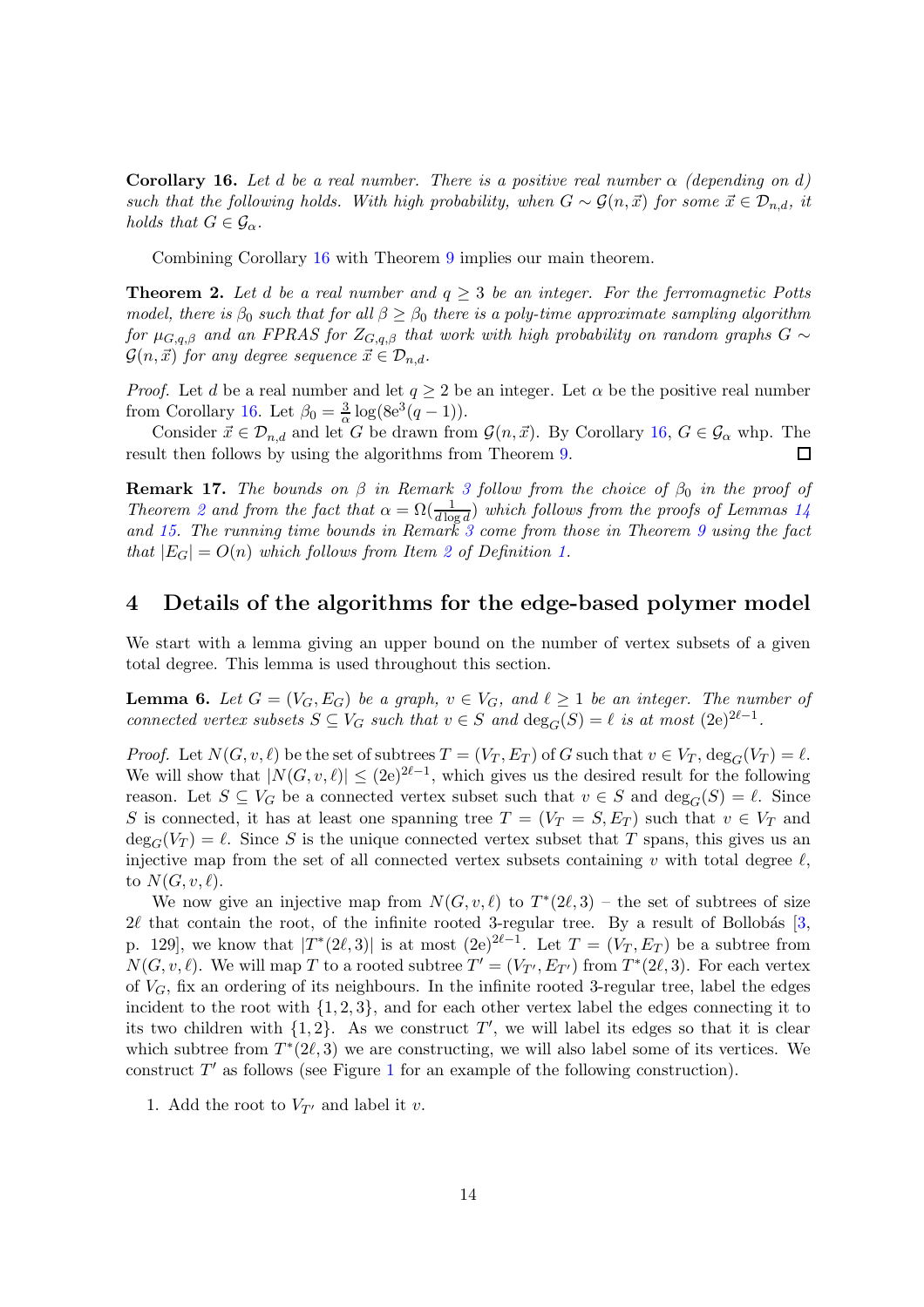**Corollary 16.** *Let $d$ be a real number. There is a positive real number $\alpha$ (depending on $d$) such that the following holds. With high probability, when $G \sim \mathcal{G}(n, \vec{x})$ for some $\vec{x} \in \mathcal{D}_{n,d}$, it holds that $G \in \mathcal{G}_\alpha$.*

Combining Corollary 16 with Theorem 9 implies our main theorem.

**Theorem 2.** *Let $d$ be a real number and $q \geq 3$ be an integer. For the ferromagnetic Potts model, there is $\beta_0$ such that for all $\beta \geq \beta_0$ there is a poly-time approximate sampling algorithm for $\mu_{G,q,\beta}$ and an FPRAS for $Z_{G,q,\beta}$ that work with high probability on random graphs $G \sim \mathcal{G}(n, \vec{x})$ for any degree sequence $\vec{x} \in \mathcal{D}_{n,d}$.*

*Proof.* Let $d$ be a real number and let $q \geq 2$ be an integer. Let $\alpha$ be the positive real number from Corollary 16. Let $\beta_0 = \frac{3}{\alpha} \log(8\mathrm{e}^3(q-1))$.

Consider $\vec{x} \in \mathcal{D}_{n,d}$ and let $G$ be drawn from $\mathcal{G}(n, \vec{x})$. By Corollary 16, $G \in \mathcal{G}_\alpha$ whp. The result then follows by using the algorithms from Theorem 9. □

**Remark 17.** *The bounds on $\beta$ in Remark 3 follow from the choice of $\beta_0$ in the proof of Theorem 2 and from the fact that $\alpha = \Omega(\frac{1}{d \log d})$ which follows from the proofs of Lemmas 14 and 15. The running time bounds in Remark 3 come from those in Theorem 9 using the fact that $|E_G| = O(n)$ which follows from Item 2 of Definition 1.*

## 4 Details of the algorithms for the edge-based polymer model

We start with a lemma giving an upper bound on the number of vertex subsets of a given total degree. This lemma is used throughout this section.

**Lemma 6.** *Let $G = (V_G, E_G)$ be a graph, $v \in V_G$, and $\ell \geq 1$ be an integer. The number of connected vertex subsets $S \subseteq V_G$ such that $v \in S$ and $\deg_G(S) = \ell$ is at most $(2\mathrm{e})^{2\ell-1}$.*

*Proof.* Let $N(G, v, \ell)$ be the set of subtrees $T = (V_T, E_T)$ of $G$ such that $v \in V_T$, $\deg_G(V_T) = \ell$. We will show that $|N(G, v, \ell)| \leq (2\mathrm{e})^{2\ell-1}$, which gives us the desired result for the following reason. Let $S \subseteq V_G$ be a connected vertex subset such that $v \in S$ and $\deg_G(S) = \ell$. Since $S$ is connected, it has at least one spanning tree $T = (V_T = S, E_T)$ such that $v \in V_T$ and $\deg_G(V_T) = \ell$. Since $S$ is the unique connected vertex subset that $T$ spans, this gives us an injective map from the set of all connected vertex subsets containing $v$ with total degree $\ell$, to $N(G, v, \ell)$.

We now give an injective map from $N(G, v, \ell)$ to $T^*(2\ell, 3)$ – the set of subtrees of size $2\ell$ that contain the root, of the infinite rooted 3-regular tree. By a result of Bollobás [3, p. 129], we know that $|T^*(2\ell, 3)|$ is at most $(2\mathrm{e})^{2\ell-1}$. Let $T = (V_T, E_T)$ be a subtree from $N(G, v, \ell)$. We will map $T$ to a rooted subtree $T' = (V_{T'}, E_{T'})$ from $T^*(2\ell, 3)$. For each vertex of $V_G$, fix an ordering of its neighbours. In the infinite rooted 3-regular tree, label the edges incident to the root with $\{1, 2, 3\}$, and for each other vertex label the edges connecting it to its two children with $\{1, 2\}$. As we construct $T'$, we will label its edges so that it is clear which subtree from $T^*(2\ell, 3)$ we are constructing, we will also label some of its vertices. We construct $T'$ as follows (see Figure 1 for an example of the following construction).

1. Add the root to $V_{T'}$ and label it $v$.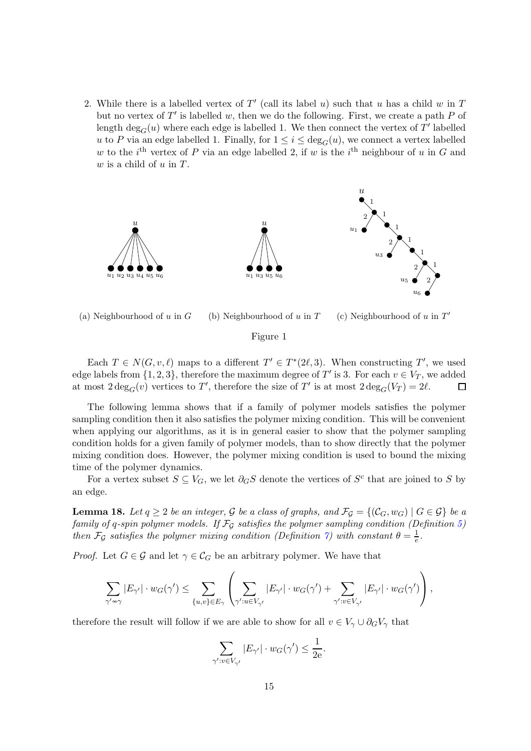2. While there is a labelled vertex of $T'$ (call its label $u$) such that $u$ has a child $w$ in $T$ but no vertex of $T'$ is labelled $w$, then we do the following. First, we create a path $P$ of length $\deg_G(u)$ where each edge is labelled 1. We then connect the vertex of $T'$ labelled $u$ to $P$ via an edge labelled 1. Finally, for $1 \leq i \leq \deg_G(u)$, we connect a vertex labelled $w$ to the $i^{\text{th}}$ vertex of $P$ via an edge labelled 2, if $w$ is the $i^{\text{th}}$ neighbour of $u$ in $G$ and $w$ is a child of $u$ in $T$.

(a) Neighbourhood of $u$ in $G$ (b) Neighbourhood of $u$ in $T$ (c) Neighbourhood of $u$ in $T'$

Figure 1

Each $T \in N(G, v, \ell)$ maps to a different $T' \in \mathcal{T}^*(2\ell, 3)$. When constructing $T'$, we used edge labels from $\{1, 2, 3\}$, therefore the maximum degree of $T'$ is 3. For each $v \in V_T$, we added at most $2\deg_G(v)$ vertices to $T'$, therefore the size of $T'$ is at most $2\deg_G(V_T) = 2\ell$. $\square$

The following lemma shows that if a family of polymer models satisfies the polymer sampling condition then it also satisfies the polymer mixing condition. This will be convenient when applying our algorithms, as it is in general easier to show that the polymer sampling condition holds for a given family of polymer models, than to show directly that the polymer mixing condition does. However, the polymer mixing condition is used to bound the mixing time of the polymer dynamics.

For a vertex subset $S \subseteq V_G$, we let $\partial_G S$ denote the vertices of $S^c$ that are joined to $S$ by an edge.

**Lemma 18.** *Let $q \geq 2$ be an integer, $\mathcal{G}$ be a class of graphs, and $\mathcal{F}_\mathcal{G} = \{(\mathcal{C}_G, w_G) \mid G \in \mathcal{G}\}$ be a family of $q$-spin polymer models. If $\mathcal{F}_\mathcal{G}$ satisfies the polymer sampling condition (Definition 5) then $\mathcal{F}_\mathcal{G}$ satisfies the polymer mixing condition (Definition 7) with constant $\theta = \frac{1}{e}$.*

*Proof.* Let $G \in \mathcal{G}$ and let $\gamma \in \mathcal{C}_G$ be an arbitrary polymer. We have that

$$\sum_{\gamma' \nsim \gamma} |E_{\gamma'}| \cdot w_G(\gamma') \leq \sum_{\{u,v\} \in E_\gamma} \left( \sum_{\gamma' : u \in V_{\gamma'}} |E_{\gamma'}| \cdot w_G(\gamma') + \sum_{\gamma' : v \in V_{\gamma'}} |E_{\gamma'}| \cdot w_G(\gamma') \right),$$

therefore the result will follow if we are able to show for all $v \in V_\gamma \cup \partial_G V_\gamma$ that

$$\sum_{\gamma' : v \in V_{\gamma'}} |E_{\gamma'}| \cdot w_G(\gamma') \leq \frac{1}{2\mathrm{e}}.$$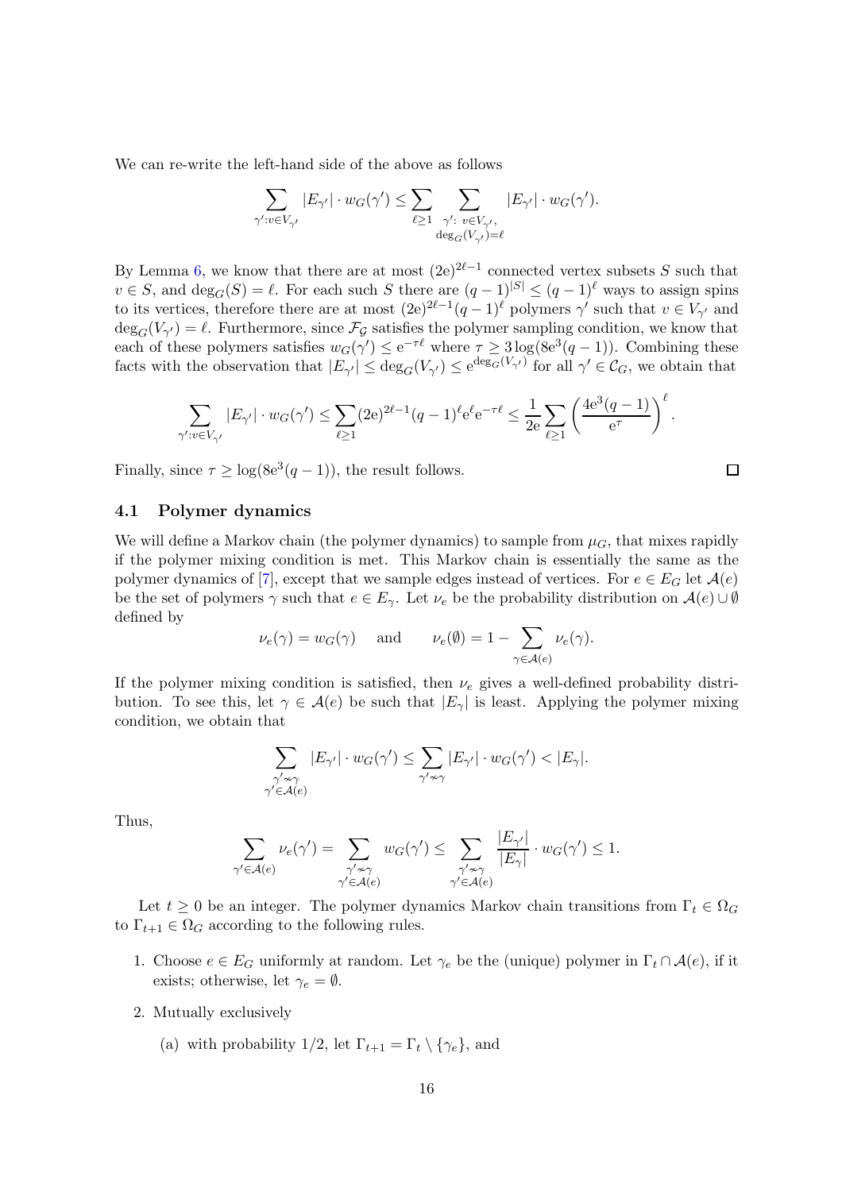We can re-write the left-hand side of the above as follows

$$\sum_{\gamma': v \in V_{\gamma'}} |E_{\gamma'}| \cdot w_G(\gamma') \leq \sum_{\ell \geq 1} \sum_{\substack{\gamma':\ v \in V_{\gamma'},\\ \deg_G(V_{\gamma'})=\ell}} |E_{\gamma'}| \cdot w_G(\gamma').$$

By Lemma 6, we know that there are at most $(2\mathrm{e})^{2\ell-1}$ connected vertex subsets $S$ such that $v \in S$, and $\deg_G(S) = \ell$. For each such $S$ there are $(q-1)^{|S|} \leq (q-1)^{\ell}$ ways to assign spins to its vertices, therefore there are at most $(2\mathrm{e})^{2\ell-1}(q-1)^{\ell}$ polymers $\gamma'$ such that $v \in V_{\gamma'}$ and $\deg_G(V_{\gamma'}) = \ell$. Furthermore, since $\mathcal{F}_{\mathcal{G}}$ satisfies the polymer sampling condition, we know that each of these polymers satisfies $w_G(\gamma') \leq \mathrm{e}^{-\tau \ell}$ where $\tau \geq 3\log(8\mathrm{e}^3(q-1))$. Combining these facts with the observation that $|E_{\gamma'}| \leq \deg_G(V_{\gamma'}) \leq \mathrm{e}^{\deg_G(V_{\gamma'})}$ for all $\gamma' \in \mathcal{C}_G$, we obtain that

$$\sum_{\gamma': v \in V_{\gamma'}} |E_{\gamma'}| \cdot w_G(\gamma') \leq \sum_{\ell \geq 1} (2\mathrm{e})^{2\ell-1}(q-1)^{\ell}\mathrm{e}^{\ell}\mathrm{e}^{-\tau\ell} \leq \frac{1}{2\mathrm{e}} \sum_{\ell \geq 1} \left(\frac{4\mathrm{e}^3(q-1)}{\mathrm{e}^{\tau}}\right)^{\ell}.$$

Finally, since $\tau \geq \log(8\mathrm{e}^3(q-1))$, the result follows. $\square$

### 4.1 Polymer dynamics

We will define a Markov chain (the polymer dynamics) to sample from $\mu_G$, that mixes rapidly if the polymer mixing condition is met. This Markov chain is essentially the same as the polymer dynamics of [7], except that we sample edges instead of vertices. For $e \in E_G$ let $\mathcal{A}(e)$ be the set of polymers $\gamma$ such that $e \in E_{\gamma}$. Let $\nu_e$ be the probability distribution on $\mathcal{A}(e) \cup \emptyset$ defined by

$$\nu_e(\gamma) = w_G(\gamma) \quad \text{ and } \quad \nu_e(\emptyset) = 1 - \sum_{\gamma \in \mathcal{A}(e)} \nu_e(\gamma).$$

If the polymer mixing condition is satisfied, then $\nu_e$ gives a well-defined probability distribution. To see this, let $\gamma \in \mathcal{A}(e)$ be such that $|E_{\gamma}|$ is least. Applying the polymer mixing condition, we obtain that

$$\sum_{\substack{\gamma' \nsim \gamma\\ \gamma' \in \mathcal{A}(e)}} |E_{\gamma'}| \cdot w_G(\gamma') \leq \sum_{\gamma' \nsim \gamma} |E_{\gamma'}| \cdot w_G(\gamma') < |E_{\gamma}|.$$

Thus,

$$\sum_{\gamma' \in \mathcal{A}(e)} \nu_e(\gamma') = \sum_{\substack{\gamma' \nsim \gamma\\ \gamma' \in \mathcal{A}(e)}} w_G(\gamma') \leq \sum_{\substack{\gamma' \nsim \gamma\\ \gamma' \in \mathcal{A}(e)}} \frac{|E_{\gamma'}|}{|E_{\gamma}|} \cdot w_G(\gamma') \leq 1.$$

Let $t \geq 0$ be an integer. The polymer dynamics Markov chain transitions from $\Gamma_t \in \Omega_G$ to $\Gamma_{t+1} \in \Omega_G$ according to the following rules.

1. Choose $e \in E_G$ uniformly at random. Let $\gamma_e$ be the (unique) polymer in $\Gamma_t \cap \mathcal{A}(e)$, if it exists; otherwise, let $\gamma_e = \emptyset$.
2. Mutually exclusively
   (a) with probability 1/2, let $\Gamma_{t+1} = \Gamma_t \setminus \{\gamma_e\}$, and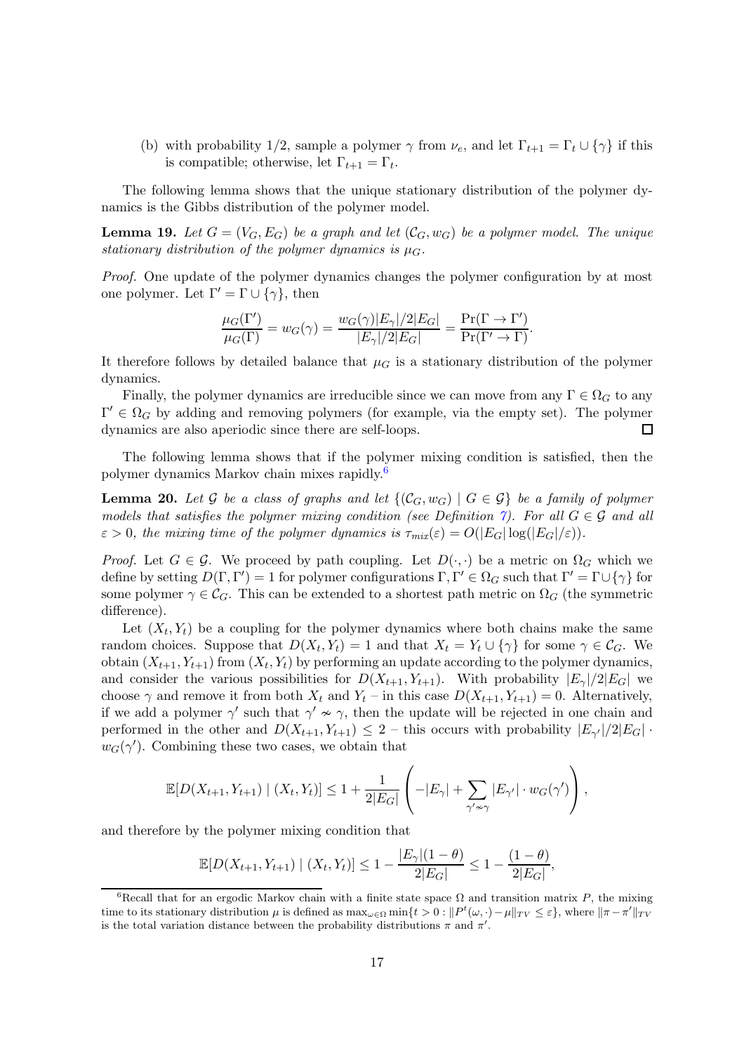(b) with probability 1/2, sample a polymer $\gamma$ from $\nu_e$, and let $\Gamma_{t+1} = \Gamma_t \cup \{\gamma\}$ if this is compatible; otherwise, let $\Gamma_{t+1} = \Gamma_t$.

The following lemma shows that the unique stationary distribution of the polymer dynamics is the Gibbs distribution of the polymer model.

**Lemma 19.** *Let $G = (V_G, E_G)$ be a graph and let $(\mathcal{C}_G, w_G)$ be a polymer model. The unique stationary distribution of the polymer dynamics is $\mu_G$.*

*Proof.* One update of the polymer dynamics changes the polymer configuration by at most one polymer. Let $\Gamma' = \Gamma \cup \{\gamma\}$, then

$$\frac{\mu_G(\Gamma')}{\mu_G(\Gamma)} = w_G(\gamma) = \frac{w_G(\gamma)|E_\gamma|/2|E_G|}{|E_\gamma|/2|E_G|} = \frac{\Pr(\Gamma \to \Gamma')}{\Pr(\Gamma' \to \Gamma)}.$$

It therefore follows by detailed balance that $\mu_G$ is a stationary distribution of the polymer dynamics.

Finally, the polymer dynamics are irreducible since we can move from any $\Gamma \in \Omega_G$ to any $\Gamma' \in \Omega_G$ by adding and removing polymers (for example, via the empty set). The polymer dynamics are also aperiodic since there are self-loops. ∎

The following lemma shows that if the polymer mixing condition is satisfied, then the polymer dynamics Markov chain mixes rapidly.[6]

**Lemma 20.** *Let $\mathcal{G}$ be a class of graphs and let $\{(\mathcal{C}_G, w_G) \mid G \in \mathcal{G}\}$ be a family of polymer models that satisfies the polymer mixing condition (see Definition 7). For all $G \in \mathcal{G}$ and all $\varepsilon > 0$, the mixing time of the polymer dynamics is $\tau_{mix}(\varepsilon) = O(|E_G| \log(|E_G|/\varepsilon))$.*

*Proof.* Let $G \in \mathcal{G}$. We proceed by path coupling. Let $D(\cdot, \cdot)$ be a metric on $\Omega_G$ which we define by setting $D(\Gamma, \Gamma') = 1$ for polymer configurations $\Gamma, \Gamma' \in \Omega_G$ such that $\Gamma' = \Gamma \cup \{\gamma\}$ for some polymer $\gamma \in \mathcal{C}_G$. This can be extended to a shortest path metric on $\Omega_G$ (the symmetric difference).

Let $(X_t, Y_t)$ be a coupling for the polymer dynamics where both chains make the same random choices. Suppose that $D(X_t, Y_t) = 1$ and that $X_t = Y_t \cup \{\gamma\}$ for some $\gamma \in \mathcal{C}_G$. We obtain $(X_{t+1}, Y_{t+1})$ from $(X_t, Y_t)$ by performing an update according to the polymer dynamics, and consider the various possibilities for $D(X_{t+1}, Y_{t+1})$. With probability $|E_\gamma|/2|E_G|$ we choose $\gamma$ and remove it from both $X_t$ and $Y_t$ – in this case $D(X_{t+1}, Y_{t+1}) = 0$. Alternatively, if we add a polymer $\gamma'$ such that $\gamma' \nsim \gamma$, then the update will be rejected in one chain and performed in the other and $D(X_{t+1}, Y_{t+1}) \leq 2$ – this occurs with probability $|E_{\gamma'}|/2|E_G| \cdot w_G(\gamma')$. Combining these two cases, we obtain that

$$\mathbb{E}[D(X_{t+1}, Y_{t+1}) \mid (X_t, Y_t)] \leq 1 + \frac{1}{2|E_G|}\left(-|E_\gamma| + \sum_{\gamma' \nsim \gamma} |E_{\gamma'}| \cdot w_G(\gamma')\right),$$

and therefore by the polymer mixing condition that

$$\mathbb{E}[D(X_{t+1}, Y_{t+1}) \mid (X_t, Y_t)] \leq 1 - \frac{|E_\gamma|(1-\theta)}{2|E_G|} \leq 1 - \frac{(1-\theta)}{2|E_G|},$$

[6] Recall that for an ergodic Markov chain with a finite state space $\Omega$ and transition matrix $P$, the mixing time to its stationary distribution $\mu$ is defined as $\max_{\omega \in \Omega} \min\{t > 0 : \|P^t(\omega, \cdot) - \mu\|_{TV} \leq \varepsilon\}$, where $\|\pi - \pi'\|_{TV}$ is the total variation distance between the probability distributions $\pi$ and $\pi'$.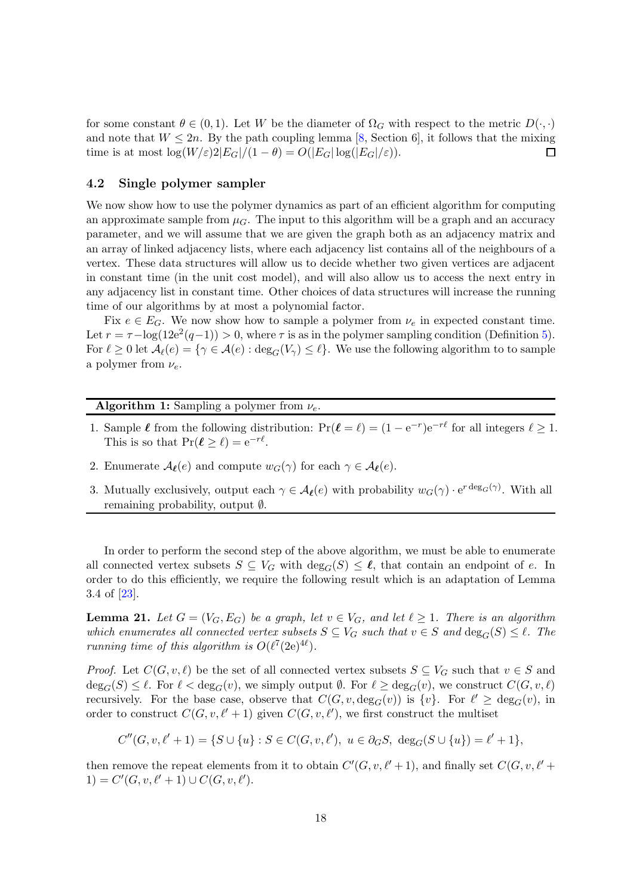for some constant $\theta \in (0,1)$. Let $W$ be the diameter of $\Omega_G$ with respect to the metric $D(\cdot,\cdot)$ and note that $W \leq 2n$. By the path coupling lemma [8, Section 6], it follows that the mixing time is at most $\log(W/\varepsilon)2|E_G|/(1-\theta) = O(|E_G|\log(|E_G|/\varepsilon))$. ◻

### 4.2 Single polymer sampler

We now show how to use the polymer dynamics as part of an efficient algorithm for computing an approximate sample from $\mu_G$. The input to this algorithm will be a graph and an accuracy parameter, and we will assume that we are given the graph both as an adjacency matrix and an array of linked adjacency lists, where each adjacency list contains all of the neighbours of a vertex. These data structures will allow us to decide whether two given vertices are adjacent in constant time (in the unit cost model), and will also allow us to access the next entry in any adjacency list in constant time. Other choices of data structures will increase the running time of our algorithms by at most a polynomial factor.

Fix $e \in E_G$. We now show how to sample a polymer from $\nu_e$ in expected constant time. Let $r = \tau - \log(12\mathrm{e}^2(q-1)) > 0$, where $\tau$ is as in the polymer sampling condition (Definition 5). For $\ell \geq 0$ let $\mathcal{A}_\ell(e) = \{\gamma \in \mathcal{A}(e) : \deg_G(V_\gamma) \leq \ell\}$. We use the following algorithm to to sample a polymer from $\nu_e$.

---

**Algorithm 1:** Sampling a polymer from $\nu_e$.

---

1. Sample $\boldsymbol{\ell}$ from the following distribution: $\Pr(\boldsymbol{\ell} = \ell) = (1-\mathrm{e}^{-r})\mathrm{e}^{-r\ell}$ for all integers $\ell \geq 1$. This is so that $\Pr(\boldsymbol{\ell} \geq \ell) = \mathrm{e}^{-r\ell}$.
2. Enumerate $\mathcal{A}_{\boldsymbol{\ell}}(e)$ and compute $w_G(\gamma)$ for each $\gamma \in \mathcal{A}_{\boldsymbol{\ell}}(e)$.
3. Mutually exclusively, output each $\gamma \in \mathcal{A}_{\boldsymbol{\ell}}(e)$ with probability $w_G(\gamma) \cdot \mathrm{e}^{r \deg_G(\gamma)}$. With all remaining probability, output $\emptyset$.

---

In order to perform the second step of the above algorithm, we must be able to enumerate all connected vertex subsets $S \subseteq V_G$ with $\deg_G(S) \leq \boldsymbol{\ell}$, that contain an endpoint of $e$. In order to do this efficiently, we require the following result which is an adaptation of Lemma 3.4 of [23].

**Lemma 21.** *Let $G = (V_G, E_G)$ be a graph, let $v \in V_G$, and let $\ell \geq 1$. There is an algorithm which enumerates all connected vertex subsets $S \subseteq V_G$ such that $v \in S$ and $\deg_G(S) \leq \ell$. The running time of this algorithm is $O(\ell^7(2\mathrm{e})^{4\ell})$.*

*Proof.* Let $C(G,v,\ell)$ be the set of all connected vertex subsets $S \subseteq V_G$ such that $v \in S$ and $\deg_G(S) \leq \ell$. For $\ell < \deg_G(v)$, we simply output $\emptyset$. For $\ell \geq \deg_G(v)$, we construct $C(G,v,\ell)$ recursively. For the base case, observe that $C(G,v,\deg_G(v))$ is $\{v\}$. For $\ell' \geq \deg_G(v)$, in order to construct $C(G,v,\ell'+1)$ given $C(G,v,\ell')$, we first construct the multiset

$$C''(G,v,\ell'+1) = \{S \cup \{u\} : S \in C(G,v,\ell'),\ u \in \partial_G S,\ \deg_G(S \cup \{u\}) = \ell'+1\},$$

then remove the repeat elements from it to obtain $C'(G,v,\ell'+1)$, and finally set $C(G,v,\ell'+1) = C'(G,v,\ell'+1) \cup C(G,v,\ell')$.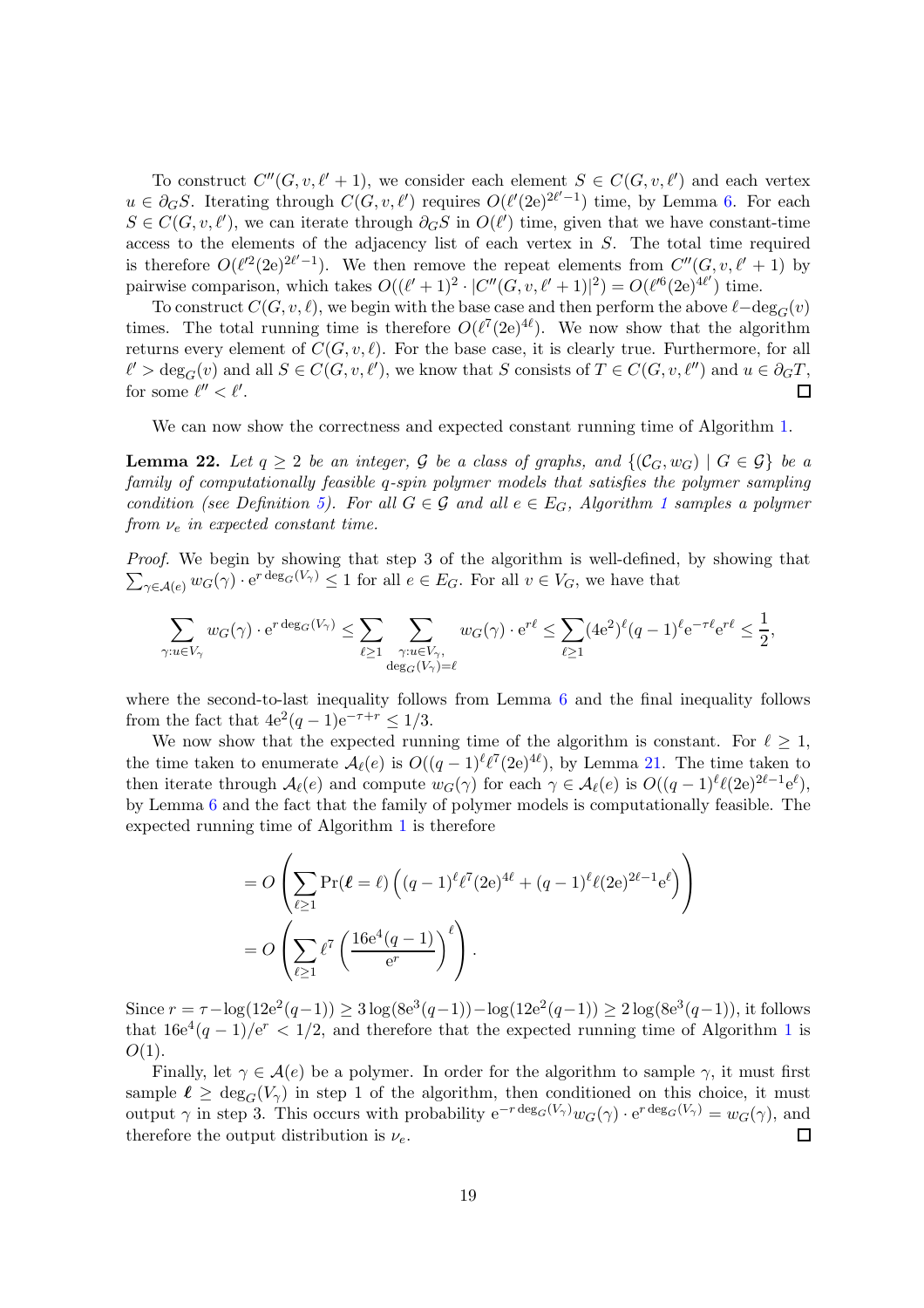To construct $C''(G, v, \ell' + 1)$, we consider each element $S \in C(G, v, \ell')$ and each vertex $u \in \partial_G S$. Iterating through $C(G, v, \ell')$ requires $O(\ell'(2e)^{2\ell'-1})$ time, by Lemma 6. For each $S \in C(G, v, \ell')$, we can iterate through $\partial_G S$ in $O(\ell')$ time, given that we have constant-time access to the elements of the adjacency list of each vertex in $S$. The total time required is therefore $O(\ell'^2(2e)^{2\ell'-1})$. We then remove the repeat elements from $C''(G, v, \ell' + 1)$ by pairwise comparison, which takes $O((\ell' + 1)^2 \cdot |C''(G, v, \ell' + 1)|^2) = O(\ell'^6(2e)^{4\ell'})$ time.

To construct $C(G, v, \ell)$, we begin with the base case and then perform the above $\ell - \deg_G(v)$ times. The total running time is therefore $O(\ell^7(2e)^{4\ell})$. We now show that the algorithm returns every element of $C(G, v, \ell)$. For the base case, it is clearly true. Furthermore, for all $\ell' > \deg_G(v)$ and all $S \in C(G, v, \ell')$, we know that $S$ consists of $T \in C(G, v, \ell'')$ and $u \in \partial_G T$, for some $\ell'' < \ell'$. ◻

We can now show the correctness and expected constant running time of Algorithm 1.

**Lemma 22.** *Let $q \geq 2$ be an integer, $\mathcal{G}$ be a class of graphs, and $\{(\mathcal{C}_G, w_G) \mid G \in \mathcal{G}\}$ be a family of computationally feasible $q$-spin polymer models that satisfies the polymer sampling condition (see Definition 5). For all $G \in \mathcal{G}$ and all $e \in E_G$, Algorithm 1 samples a polymer from $\nu_e$ in expected constant time.*

*Proof.* We begin by showing that step 3 of the algorithm is well-defined, by showing that $\sum_{\gamma \in \mathcal{A}(e)} w_G(\gamma) \cdot e^{r \deg_G(V_\gamma)} \leq 1$ for all $e \in E_G$. For all $v \in V_G$, we have that

$$\sum_{\gamma : u \in V_\gamma} w_G(\gamma) \cdot e^{r \deg_G(V_\gamma)} \leq \sum_{\ell \geq 1} \sum_{\substack{\gamma : u \in V_\gamma, \\ \deg_G(V_\gamma) = \ell}} w_G(\gamma) \cdot e^{r\ell} \leq \sum_{\ell \geq 1} (4e^2)^\ell (q-1)^\ell e^{-\tau \ell} e^{r\ell} \leq \frac{1}{2},$$

where the second-to-last inequality follows from Lemma 6 and the final inequality follows from the fact that $4e^2(q-1)e^{-\tau+r} \leq 1/3$.

We now show that the expected running time of the algorithm is constant. For $\ell \geq 1$, the time taken to enumerate $\mathcal{A}_\ell(e)$ is $O((q-1)^\ell \ell^7 (2e)^{4\ell})$, by Lemma 21. The time taken to then iterate through $\mathcal{A}_\ell(e)$ and compute $w_G(\gamma)$ for each $\gamma \in \mathcal{A}_\ell(e)$ is $O((q-1)^\ell \ell (2e)^{2\ell-1} e^\ell)$, by Lemma 6 and the fact that the family of polymer models is computationally feasible. The expected running time of Algorithm 1 is therefore

$$= O\left(\sum_{\ell \geq 1} \Pr(\boldsymbol{\ell} = \ell) \left((q-1)^\ell \ell^7 (2e)^{4\ell} + (q-1)^\ell \ell (2e)^{2\ell-1} e^\ell\right)\right)$$

$$= O\left(\sum_{\ell \geq 1} \ell^7 \left(\frac{16e^4(q-1)}{e^r}\right)^\ell\right).$$

Since $r = \tau - \log(12e^2(q-1)) \geq 3\log(8e^3(q-1)) - \log(12e^2(q-1)) \geq 2\log(8e^3(q-1))$, it follows that $16e^4(q-1)/e^r < 1/2$, and therefore that the expected running time of Algorithm 1 is $O(1)$.

Finally, let $\gamma \in \mathcal{A}(e)$ be a polymer. In order for the algorithm to sample $\gamma$, it must first sample $\boldsymbol{\ell} \geq \deg_G(V_\gamma)$ in step 1 of the algorithm, then conditioned on this choice, it must output $\gamma$ in step 3. This occurs with probability $e^{-r \deg_G(V_\gamma)} w_G(\gamma) \cdot e^{r \deg_G(V_\gamma)} = w_G(\gamma)$, and therefore the output distribution is $\nu_e$. ◻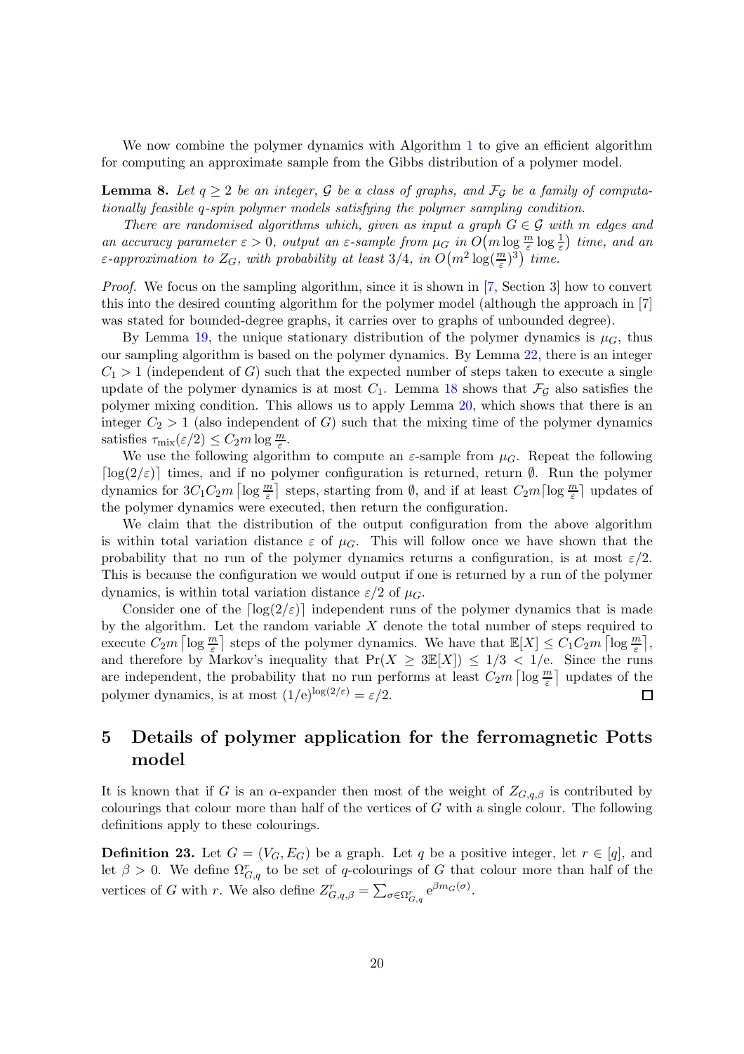We now combine the polymer dynamics with Algorithm 1 to give an efficient algorithm for computing an approximate sample from the Gibbs distribution of a polymer model.

**Lemma 8.** *Let $q \geq 2$ be an integer, $\mathcal{G}$ be a class of graphs, and $\mathcal{F}_{\mathcal{G}}$ be a family of computationally feasible $q$-spin polymer models satisfying the polymer sampling condition.*

*There are randomised algorithms which, given as input a graph $G \in \mathcal{G}$ with $m$ edges and an accuracy parameter $\varepsilon > 0$, output an $\varepsilon$-sample from $\mu_G$ in $O\big(m \log \frac{m}{\varepsilon} \log \frac{1}{\varepsilon}\big)$ time, and an $\varepsilon$-approximation to $Z_G$, with probability at least $3/4$, in $O\big(m^2 \log(\frac{m}{\varepsilon})^3\big)$ time.*

*Proof.* We focus on the sampling algorithm, since it is shown in [7, Section 3] how to convert this into the desired counting algorithm for the polymer model (although the approach in [7] was stated for bounded-degree graphs, it carries over to graphs of unbounded degree).

By Lemma 19, the unique stationary distribution of the polymer dynamics is $\mu_G$, thus our sampling algorithm is based on the polymer dynamics. By Lemma 22, there is an integer $C_1 > 1$ (independent of $G$) such that the expected number of steps taken to execute a single update of the polymer dynamics is at most $C_1$. Lemma 18 shows that $\mathcal{F}_{\mathcal{G}}$ also satisfies the polymer mixing condition. This allows us to apply Lemma 20, which shows that there is an integer $C_2 > 1$ (also independent of $G$) such that the mixing time of the polymer dynamics satisfies $\tau_{\mathrm{mix}}(\varepsilon/2) \leq C_2 m \log \frac{m}{\varepsilon}$.

We use the following algorithm to compute an $\varepsilon$-sample from $\mu_G$. Repeat the following $\lceil \log(2/\varepsilon) \rceil$ times, and if no polymer configuration is returned, return $\emptyset$. Run the polymer dynamics for $3C_1C_2 m \left\lceil \log \frac{m}{\varepsilon} \right\rceil$ steps, starting from $\emptyset$, and if at least $C_2 m \lceil \log \frac{m}{\varepsilon} \rceil$ updates of the polymer dynamics were executed, then return the configuration.

We claim that the distribution of the output configuration from the above algorithm is within total variation distance $\varepsilon$ of $\mu_G$. This will follow once we have shown that the probability that no run of the polymer dynamics returns a configuration, is at most $\varepsilon/2$. This is because the configuration we would output if one is returned by a run of the polymer dynamics, is within total variation distance $\varepsilon/2$ of $\mu_G$.

Consider one of the $\lceil \log(2/\varepsilon) \rceil$ independent runs of the polymer dynamics that is made by the algorithm. Let the random variable $X$ denote the total number of steps required to execute $C_2 m \left\lceil \log \frac{m}{\varepsilon} \right\rceil$ steps of the polymer dynamics. We have that $\mathbb{E}[X] \leq C_1 C_2 m \left\lceil \log \frac{m}{\varepsilon} \right\rceil$, and therefore by Markov's inequality that $\Pr(X \geq 3\mathbb{E}[X]) \leq 1/3 < 1/\mathrm{e}$. Since the runs are independent, the probability that no run performs at least $C_2 m \left\lceil \log \frac{m}{\varepsilon} \right\rceil$ updates of the polymer dynamics, is at most $(1/\mathrm{e})^{\log(2/\varepsilon)} = \varepsilon/2$. ∎

## 5 Details of polymer application for the ferromagnetic Potts model

It is known that if $G$ is an $\alpha$-expander then most of the weight of $Z_{G,q,\beta}$ is contributed by colourings that colour more than half of the vertices of $G$ with a single colour. The following definitions apply to these colourings.

**Definition 23.** Let $G = (V_G, E_G)$ be a graph. Let $q$ be a positive integer, let $r \in [q]$, and let $\beta > 0$. We define $\Omega^r_{G,q}$ to be set of $q$-colourings of $G$ that colour more than half of the vertices of $G$ with $r$. We also define $Z^r_{G,q,\beta} = \sum_{\sigma \in \Omega^r_{G,q}} \mathrm{e}^{\beta m_G(\sigma)}$.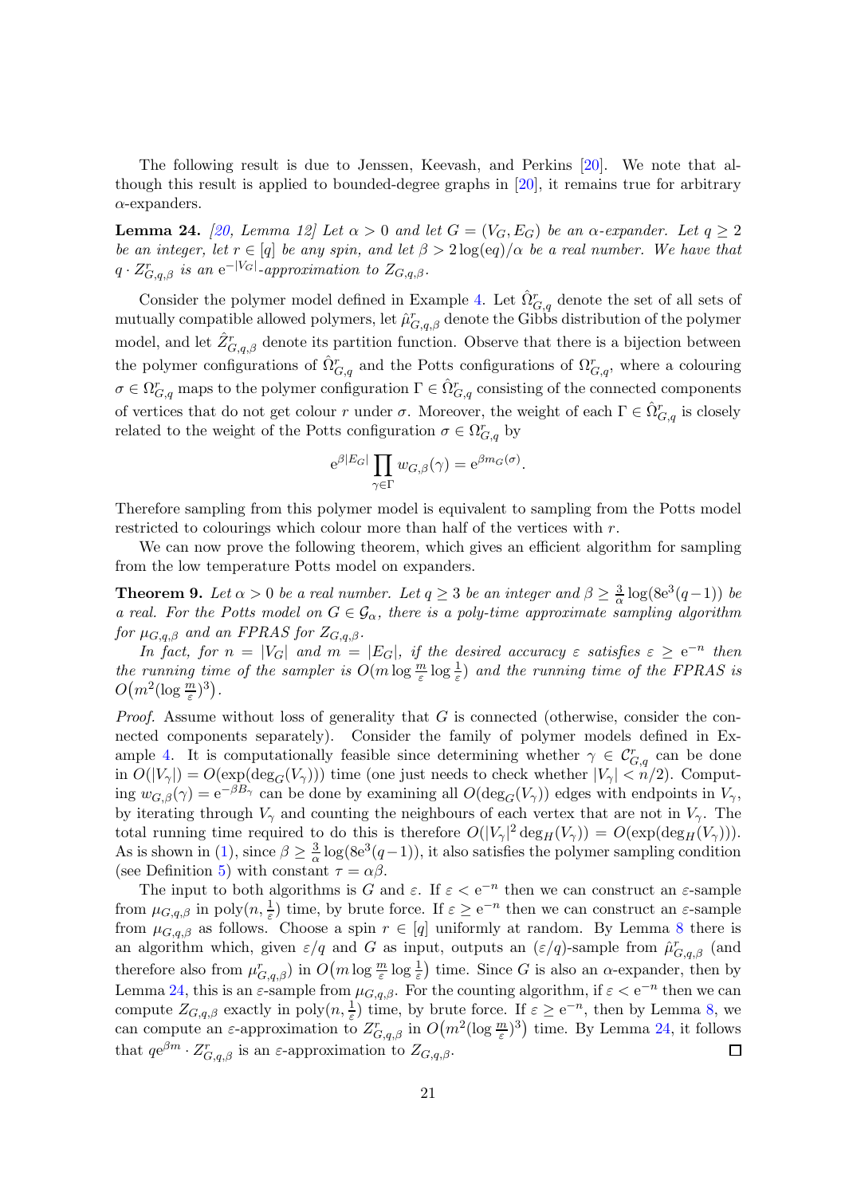The following result is due to Jenssen, Keevash, and Perkins [20]. We note that although this result is applied to bounded-degree graphs in [20], it remains true for arbitrary $\alpha$-expanders.

**Lemma 24.** *[20, Lemma 12] Let $\alpha > 0$ and let $G = (V_G, E_G)$ be an $\alpha$-expander. Let $q \geq 2$ be an integer, let $r \in [q]$ be any spin, and let $\beta > 2\log(\mathrm{e}q)/\alpha$ be a real number. We have that $q \cdot Z^r_{G,q,\beta}$ is an $\mathrm{e}^{-|V_G|}$-approximation to $Z_{G,q,\beta}$.*

Consider the polymer model defined in Example 4. Let $\hat{\Omega}^r_{G,q}$ denote the set of all sets of mutually compatible allowed polymers, let $\hat{\mu}^r_{G,q,\beta}$ denote the Gibbs distribution of the polymer model, and let $\hat{Z}^r_{G,q,\beta}$ denote its partition function. Observe that there is a bijection between the polymer configurations of $\hat{\Omega}^r_{G,q}$ and the Potts configurations of $\Omega^r_{G,q}$, where a colouring $\sigma \in \Omega^r_{G,q}$ maps to the polymer configuration $\Gamma \in \hat{\Omega}^r_{G,q}$ consisting of the connected components of vertices that do not get colour $r$ under $\sigma$. Moreover, the weight of each $\Gamma \in \hat{\Omega}^r_{G,q}$ is closely related to the weight of the Potts configuration $\sigma \in \Omega^r_{G,q}$ by

$$\mathrm{e}^{\beta|E_G|} \prod_{\gamma \in \Gamma} w_{G,\beta}(\gamma) = \mathrm{e}^{\beta m_G(\sigma)}.$$

Therefore sampling from this polymer model is equivalent to sampling from the Potts model restricted to colourings which colour more than half of the vertices with $r$.

We can now prove the following theorem, which gives an efficient algorithm for sampling from the low temperature Potts model on expanders.

**Theorem 9.** *Let $\alpha > 0$ be a real number. Let $q \geq 3$ be an integer and $\beta \geq \frac{3}{\alpha}\log(8\mathrm{e}^3(q-1))$ be a real. For the Potts model on $G \in \mathcal{G}_\alpha$, there is a poly-time approximate sampling algorithm for $\mu_{G,q,\beta}$ and an FPRAS for $Z_{G,q,\beta}$.*

*In fact, for $n = |V_G|$ and $m = |E_G|$, if the desired accuracy $\varepsilon$ satisfies $\varepsilon \geq \mathrm{e}^{-n}$ then the running time of the sampler is $O(m \log \frac{m}{\varepsilon} \log \frac{1}{\varepsilon})$ and the running time of the FPRAS is $O\big(m^2 (\log \frac{m}{\varepsilon})^3\big)$.*

*Proof.* Assume without loss of generality that $G$ is connected (otherwise, consider the connected components separately). Consider the family of polymer models defined in Example 4. It is computationally feasible since determining whether $\gamma \in \mathcal{C}^r_{G,q}$ can be done in $O(|V_\gamma|) = O(\exp(\deg_G(V_\gamma)))$ time (one just needs to check whether $|V_\gamma| < n/2$). Computing $w_{G,\beta}(\gamma) = \mathrm{e}^{-\beta B_\gamma}$ can be done by examining all $O(\deg_G(V_\gamma))$ edges with endpoints in $V_\gamma$, by iterating through $V_\gamma$ and counting the neighbours of each vertex that are not in $V_\gamma$. The total running time required to do this is therefore $O(|V_\gamma|^2 \deg_H(V_\gamma)) = O(\exp(\deg_H(V_\gamma)))$. As is shown in (1), since $\beta \geq \frac{3}{\alpha}\log(8\mathrm{e}^3(q-1))$, it also satisfies the polymer sampling condition (see Definition 5) with constant $\tau = \alpha\beta$.

The input to both algorithms is $G$ and $\varepsilon$. If $\varepsilon < \mathrm{e}^{-n}$ then we can construct an $\varepsilon$-sample from $\mu_{G,q,\beta}$ in $\mathrm{poly}(n, \frac{1}{\varepsilon})$ time, by brute force. If $\varepsilon \geq \mathrm{e}^{-n}$ then we can construct an $\varepsilon$-sample from $\mu_{G,q,\beta}$ as follows. Choose a spin $r \in [q]$ uniformly at random. By Lemma 8 there is an algorithm which, given $\varepsilon/q$ and $G$ as input, outputs an $(\varepsilon/q)$-sample from $\hat{\mu}^r_{G,q,\beta}$ (and therefore also from $\mu^r_{G,q,\beta}$) in $O\big(m \log \frac{m}{\varepsilon} \log \frac{1}{\varepsilon}\big)$ time. Since $G$ is also an $\alpha$-expander, then by Lemma 24, this is an $\varepsilon$-sample from $\mu_{G,q,\beta}$. For the counting algorithm, if $\varepsilon < \mathrm{e}^{-n}$ then we can compute $Z_{G,q,\beta}$ exactly in $\mathrm{poly}(n, \frac{1}{\varepsilon})$ time, by brute force. If $\varepsilon \geq \mathrm{e}^{-n}$, then by Lemma 8, we can compute an $\varepsilon$-approximation to $Z^r_{G,q,\beta}$ in $O\big(m^2 (\log \frac{m}{\varepsilon})^3\big)$ time. By Lemma 24, it follows that $q\mathrm{e}^{\beta m} \cdot Z^r_{G,q,\beta}$ is an $\varepsilon$-approximation to $Z_{G,q,\beta}$. $\square$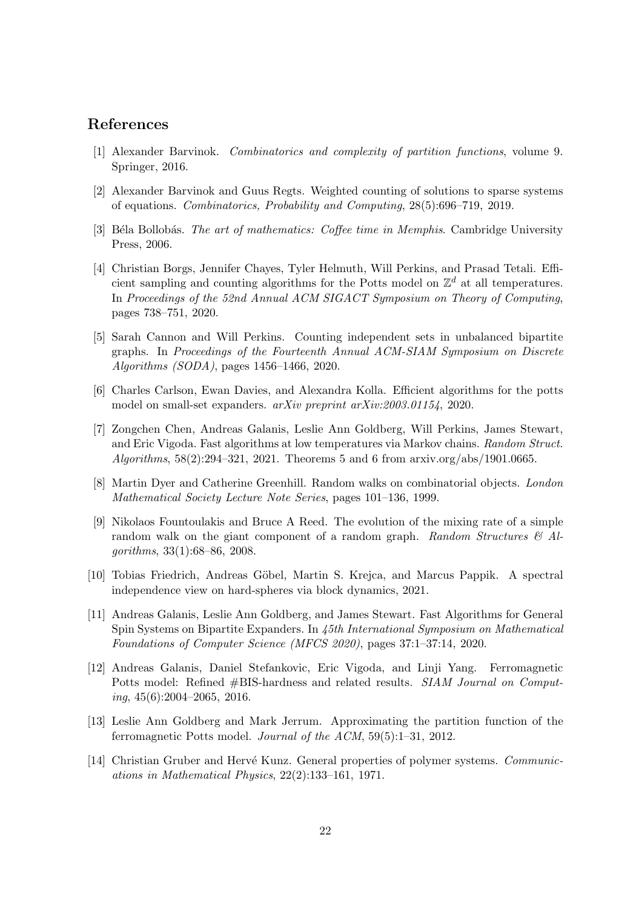## References

[1] Alexander Barvinok. *Combinatorics and complexity of partition functions*, volume 9. Springer, 2016.

[2] Alexander Barvinok and Guus Regts. Weighted counting of solutions to sparse systems of equations. *Combinatorics, Probability and Computing*, 28(5):696–719, 2019.

[3] Béla Bollobás. *The art of mathematics: Coffee time in Memphis*. Cambridge University Press, 2006.

[4] Christian Borgs, Jennifer Chayes, Tyler Helmuth, Will Perkins, and Prasad Tetali. Efficient sampling and counting algorithms for the Potts model on $\mathbb{Z}^d$ at all temperatures. In *Proceedings of the 52nd Annual ACM SIGACT Symposium on Theory of Computing*, pages 738–751, 2020.

[5] Sarah Cannon and Will Perkins. Counting independent sets in unbalanced bipartite graphs. In *Proceedings of the Fourteenth Annual ACM-SIAM Symposium on Discrete Algorithms (SODA)*, pages 1456–1466, 2020.

[6] Charles Carlson, Ewan Davies, and Alexandra Kolla. Efficient algorithms for the potts model on small-set expanders. *arXiv preprint arXiv:2003.01154*, 2020.

[7] Zongchen Chen, Andreas Galanis, Leslie Ann Goldberg, Will Perkins, James Stewart, and Eric Vigoda. Fast algorithms at low temperatures via Markov chains. *Random Struct. Algorithms*, 58(2):294–321, 2021. Theorems 5 and 6 from arxiv.org/abs/1901.0665.

[8] Martin Dyer and Catherine Greenhill. Random walks on combinatorial objects. *London Mathematical Society Lecture Note Series*, pages 101–136, 1999.

[9] Nikolaos Fountoulakis and Bruce A Reed. The evolution of the mixing rate of a simple random walk on the giant component of a random graph. *Random Structures & Algorithms*, 33(1):68–86, 2008.

[10] Tobias Friedrich, Andreas Göbel, Martin S. Krejca, and Marcus Pappik. A spectral independence view on hard-spheres via block dynamics, 2021.

[11] Andreas Galanis, Leslie Ann Goldberg, and James Stewart. Fast Algorithms for General Spin Systems on Bipartite Expanders. In *45th International Symposium on Mathematical Foundations of Computer Science (MFCS 2020)*, pages 37:1–37:14, 2020.

[12] Andreas Galanis, Daniel Stefankovic, Eric Vigoda, and Linji Yang. Ferromagnetic Potts model: Refined #BIS-hardness and related results. *SIAM Journal on Computing*, 45(6):2004–2065, 2016.

[13] Leslie Ann Goldberg and Mark Jerrum. Approximating the partition function of the ferromagnetic Potts model. *Journal of the ACM*, 59(5):1–31, 2012.

[14] Christian Gruber and Hervé Kunz. General properties of polymer systems. *Communications in Mathematical Physics*, 22(2):133–161, 1971.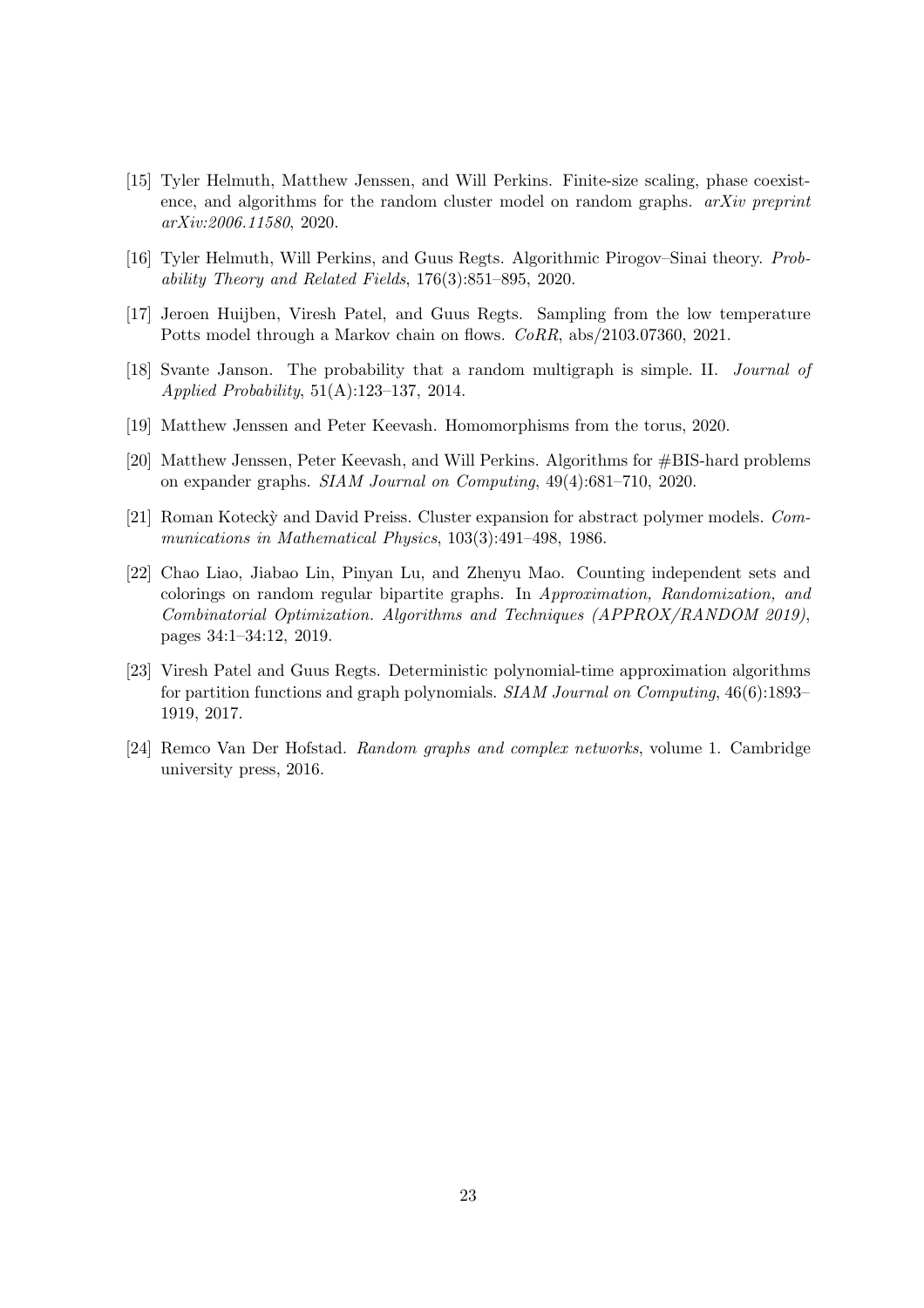[15] Tyler Helmuth, Matthew Jenssen, and Will Perkins. Finite-size scaling, phase coexistence, and algorithms for the random cluster model on random graphs. *arXiv preprint arXiv:2006.11580*, 2020.

[16] Tyler Helmuth, Will Perkins, and Guus Regts. Algorithmic Pirogov–Sinai theory. *Probability Theory and Related Fields*, 176(3):851–895, 2020.

[17] Jeroen Huijben, Viresh Patel, and Guus Regts. Sampling from the low temperature Potts model through a Markov chain on flows. *CoRR*, abs/2103.07360, 2021.

[18] Svante Janson. The probability that a random multigraph is simple. II. *Journal of Applied Probability*, 51(A):123–137, 2014.

[19] Matthew Jenssen and Peter Keevash. Homomorphisms from the torus, 2020.

[20] Matthew Jenssen, Peter Keevash, and Will Perkins. Algorithms for #BIS-hard problems on expander graphs. *SIAM Journal on Computing*, 49(4):681–710, 2020.

[21] Roman Koteckỳ and David Preiss. Cluster expansion for abstract polymer models. *Communications in Mathematical Physics*, 103(3):491–498, 1986.

[22] Chao Liao, Jiabao Lin, Pinyan Lu, and Zhenyu Mao. Counting independent sets and colorings on random regular bipartite graphs. In *Approximation, Randomization, and Combinatorial Optimization. Algorithms and Techniques (APPROX/RANDOM 2019)*, pages 34:1–34:12, 2019.

[23] Viresh Patel and Guus Regts. Deterministic polynomial-time approximation algorithms for partition functions and graph polynomials. *SIAM Journal on Computing*, 46(6):1893–1919, 2017.

[24] Remco Van Der Hofstad. *Random graphs and complex networks*, volume 1. Cambridge university press, 2016.